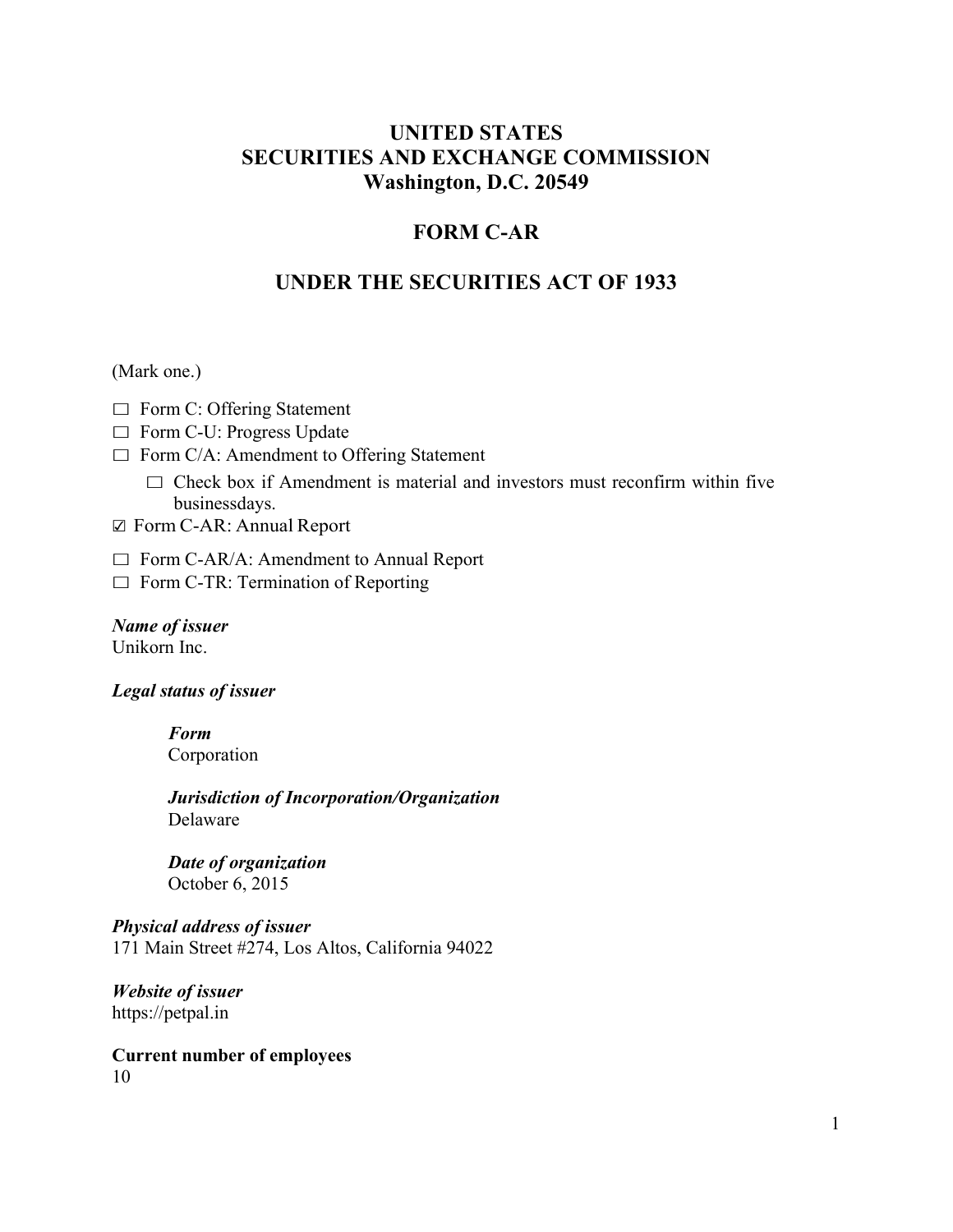# UNITED STATES
# SECURITIES AND EXCHANGE COMMISSION
# Washington, D.C. 20549

## FORM C-AR

## UNDER THE SECURITIES ACT OF 1933

(Mark one.)

☐ Form C: Offering Statement
☐ Form C-U: Progress Update
☐ Form C/A: Amendment to Offering Statement
  ☐ Check box if Amendment is material and investors must reconfirm within five businessdays.
☑ Form C-AR: Annual Report
☐ Form C-AR/A: Amendment to Annual Report
☐ Form C-TR: Termination of Reporting

***Name of issuer***
Unikorn Inc.

***Legal status of issuer***

> ***Form***
> Corporation
>
> ***Jurisdiction of Incorporation/Organization***
> Delaware
>
> ***Date of organization***
> October 6, 2015

***Physical address of issuer***
171 Main Street #274, Los Altos, California 94022

***Website of issuer***
https://petpal.in

**Current number of employees**
10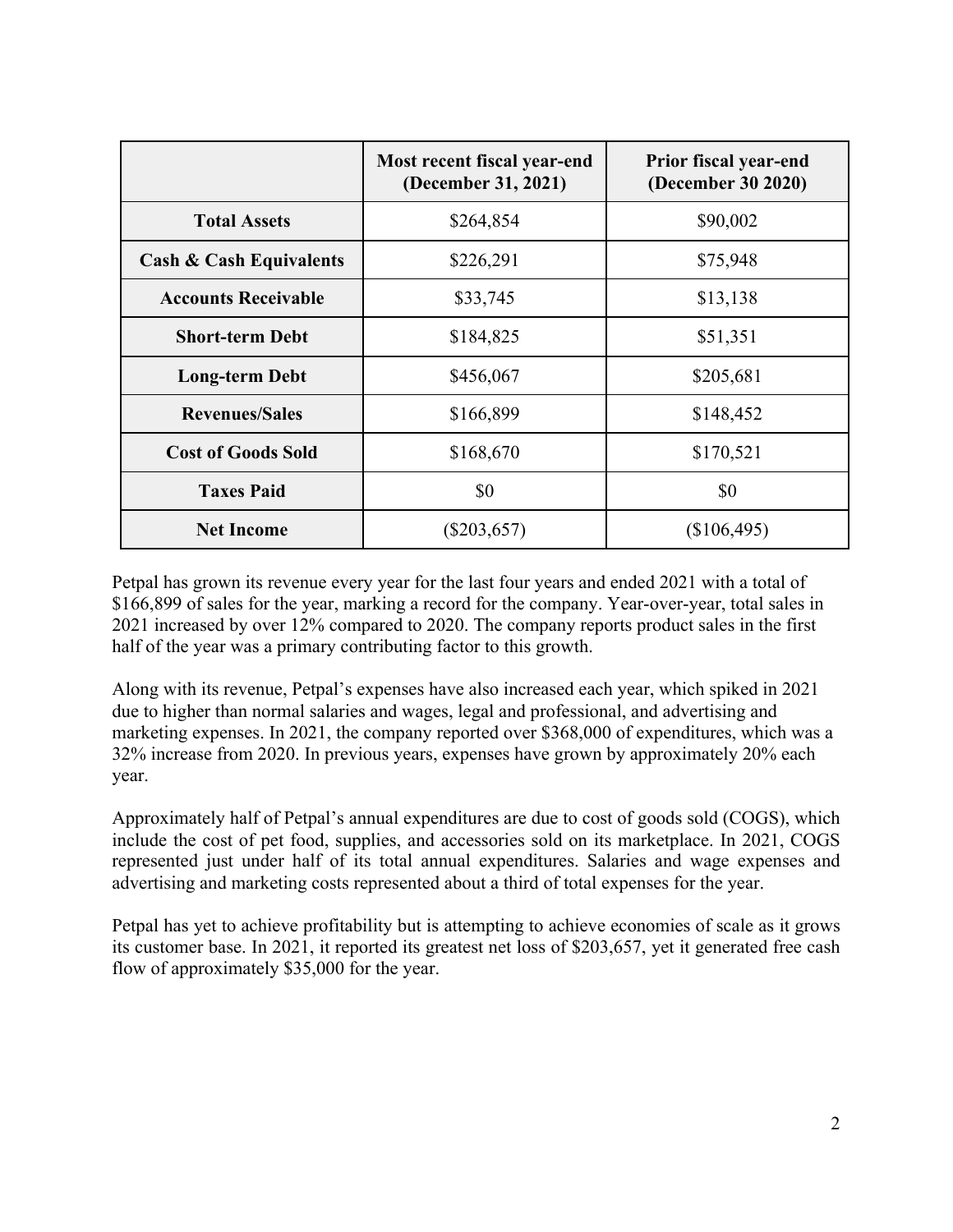| | Most recent fiscal year-end (December 31, 2021) | Prior fiscal year-end (December 30 2020) |
|---|---|---|
| **Total Assets** | $264,854 | $90,002 |
| **Cash & Cash Equivalents** | $226,291 | $75,948 |
| **Accounts Receivable** | $33,745 | $13,138 |
| **Short-term Debt** | $184,825 | $51,351 |
| **Long-term Debt** | $456,067 | $205,681 |
| **Revenues/Sales** | $166,899 | $148,452 |
| **Cost of Goods Sold** | $168,670 | $170,521 |
| **Taxes Paid** | $0 | $0 |
| **Net Income** | ($203,657) | ($106,495) |

Petpal has grown its revenue every year for the last four years and ended 2021 with a total of $166,899 of sales for the year, marking a record for the company. Year-over-year, total sales in 2021 increased by over 12% compared to 2020. The company reports product sales in the first half of the year was a primary contributing factor to this growth.

Along with its revenue, Petpal's expenses have also increased each year, which spiked in 2021 due to higher than normal salaries and wages, legal and professional, and advertising and marketing expenses. In 2021, the company reported over $368,000 of expenditures, which was a 32% increase from 2020. In previous years, expenses have grown by approximately 20% each year.

Approximately half of Petpal's annual expenditures are due to cost of goods sold (COGS), which include the cost of pet food, supplies, and accessories sold on its marketplace. In 2021, COGS represented just under half of its total annual expenditures. Salaries and wage expenses and advertising and marketing costs represented about a third of total expenses for the year.

Petpal has yet to achieve profitability but is attempting to achieve economies of scale as it grows its customer base. In 2021, it reported its greatest net loss of $203,657, yet it generated free cash flow of approximately $35,000 for the year.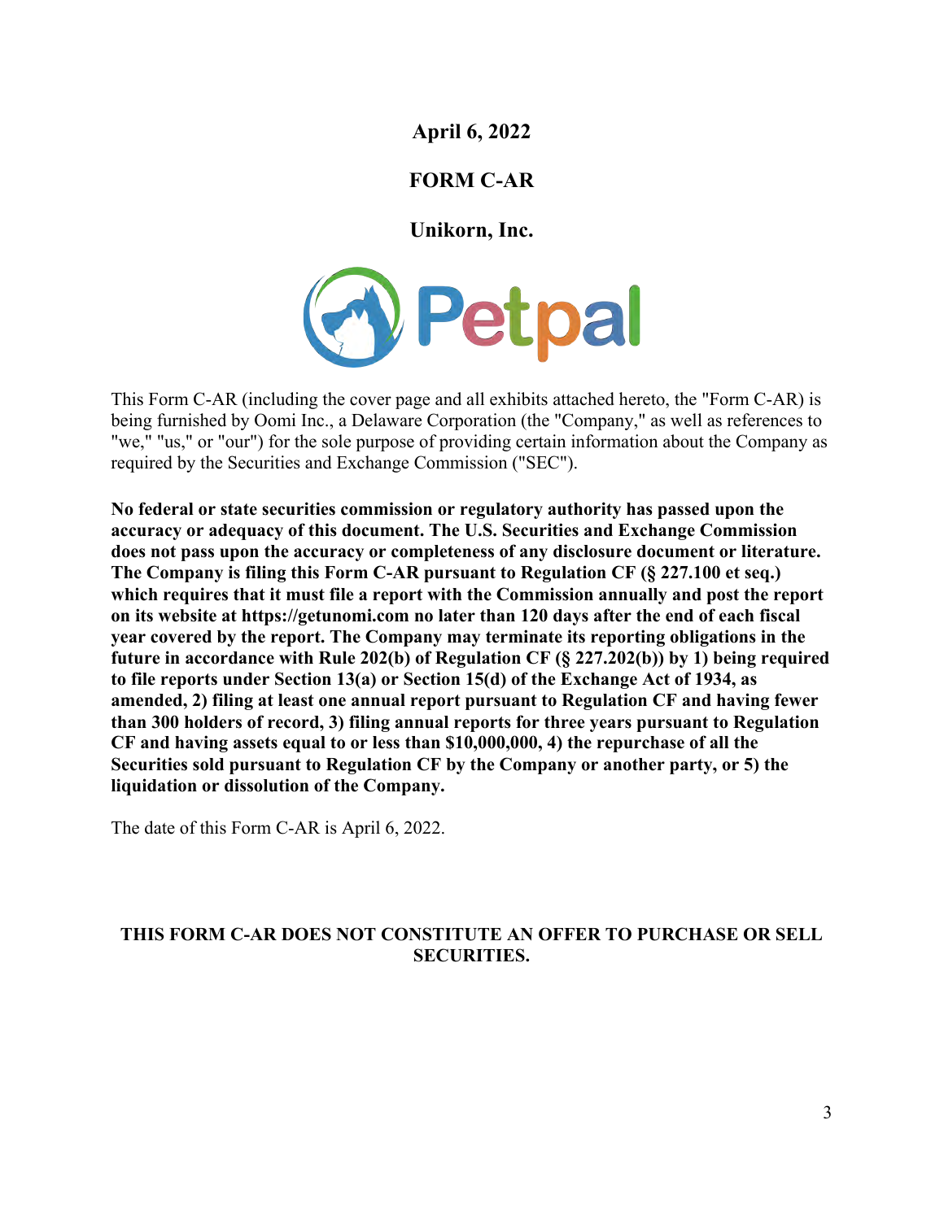**April 6, 2022**

**FORM C-AR**

**Unikorn, Inc.**

Petpal

This Form C-AR (including the cover page and all exhibits attached hereto, the "Form C-AR) is being furnished by Oomi Inc., a Delaware Corporation (the "Company," as well as references to "we," "us," or "our") for the sole purpose of providing certain information about the Company as required by the Securities and Exchange Commission ("SEC").

**No federal or state securities commission or regulatory authority has passed upon the accuracy or adequacy of this document. The U.S. Securities and Exchange Commission does not pass upon the accuracy or completeness of any disclosure document or literature. The Company is filing this Form C-AR pursuant to Regulation CF (§ 227.100 et seq.) which requires that it must file a report with the Commission annually and post the report on its website at https://getunomi.com no later than 120 days after the end of each fiscal year covered by the report. The Company may terminate its reporting obligations in the future in accordance with Rule 202(b) of Regulation CF (§ 227.202(b)) by 1) being required to file reports under Section 13(a) or Section 15(d) of the Exchange Act of 1934, as amended, 2) filing at least one annual report pursuant to Regulation CF and having fewer than 300 holders of record, 3) filing annual reports for three years pursuant to Regulation CF and having assets equal to or less than $10,000,000, 4) the repurchase of all the Securities sold pursuant to Regulation CF by the Company or another party, or 5) the liquidation or dissolution of the Company.**

The date of this Form C-AR is April 6, 2022.

**THIS FORM C-AR DOES NOT CONSTITUTE AN OFFER TO PURCHASE OR SELL SECURITIES.**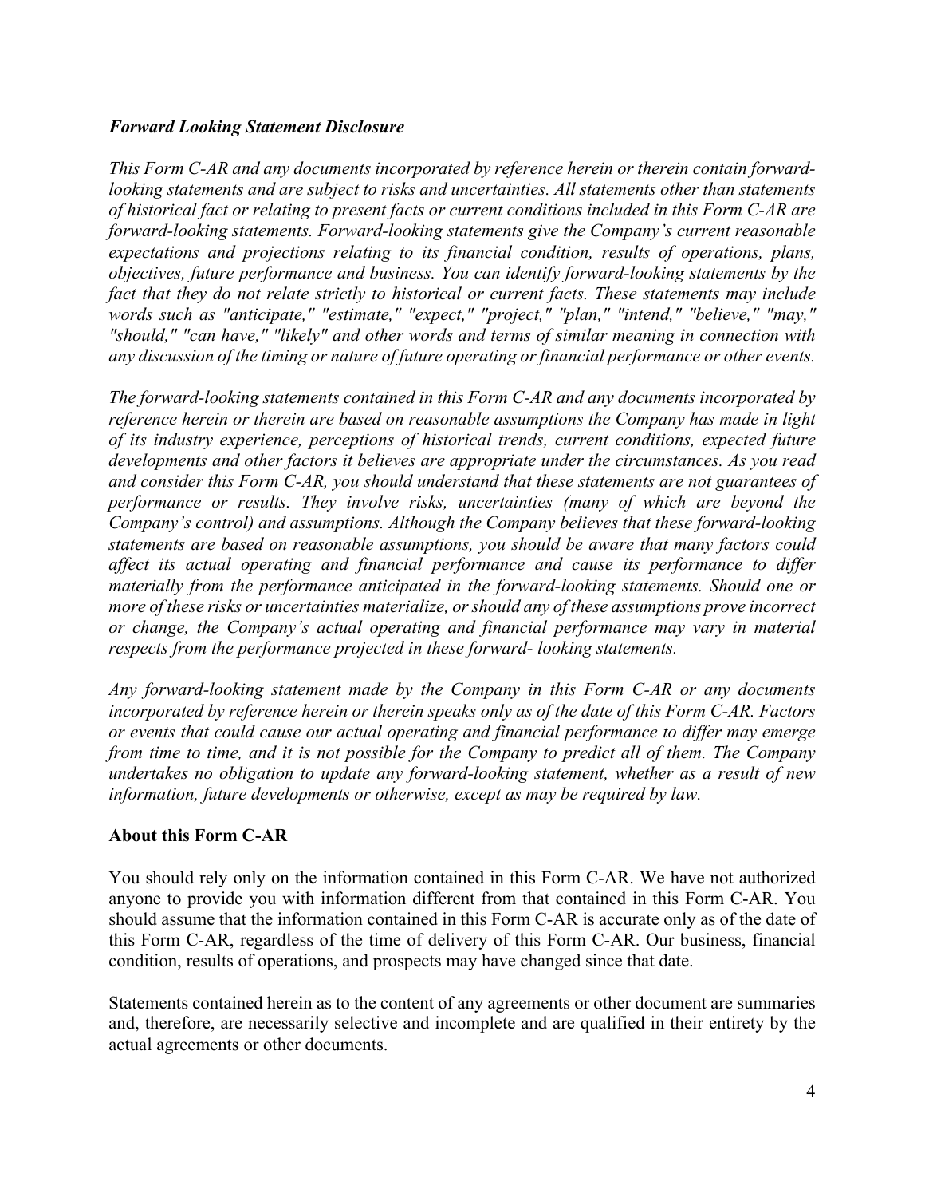***Forward Looking Statement Disclosure***

*This Form C-AR and any documents incorporated by reference herein or therein contain forward-looking statements and are subject to risks and uncertainties. All statements other than statements of historical fact or relating to present facts or current conditions included in this Form C-AR are forward-looking statements. Forward-looking statements give the Company's current reasonable expectations and projections relating to its financial condition, results of operations, plans, objectives, future performance and business. You can identify forward-looking statements by the fact that they do not relate strictly to historical or current facts. These statements may include words such as "anticipate," "estimate," "expect," "project," "plan," "intend," "believe," "may," "should," "can have," "likely" and other words and terms of similar meaning in connection with any discussion of the timing or nature of future operating or financial performance or other events.*

*The forward-looking statements contained in this Form C-AR and any documents incorporated by reference herein or therein are based on reasonable assumptions the Company has made in light of its industry experience, perceptions of historical trends, current conditions, expected future developments and other factors it believes are appropriate under the circumstances. As you read and consider this Form C-AR, you should understand that these statements are not guarantees of performance or results. They involve risks, uncertainties (many of which are beyond the Company's control) and assumptions. Although the Company believes that these forward-looking statements are based on reasonable assumptions, you should be aware that many factors could affect its actual operating and financial performance and cause its performance to differ materially from the performance anticipated in the forward-looking statements. Should one or more of these risks or uncertainties materialize, or should any of these assumptions prove incorrect or change, the Company's actual operating and financial performance may vary in material respects from the performance projected in these forward- looking statements.*

*Any forward-looking statement made by the Company in this Form C-AR or any documents incorporated by reference herein or therein speaks only as of the date of this Form C-AR. Factors or events that could cause our actual operating and financial performance to differ may emerge from time to time, and it is not possible for the Company to predict all of them. The Company undertakes no obligation to update any forward-looking statement, whether as a result of new information, future developments or otherwise, except as may be required by law.*

**About this Form C-AR**

You should rely only on the information contained in this Form C-AR. We have not authorized anyone to provide you with information different from that contained in this Form C-AR. You should assume that the information contained in this Form C-AR is accurate only as of the date of this Form C-AR, regardless of the time of delivery of this Form C-AR. Our business, financial condition, results of operations, and prospects may have changed since that date.

Statements contained herein as to the content of any agreements or other document are summaries and, therefore, are necessarily selective and incomplete and are qualified in their entirety by the actual agreements or other documents.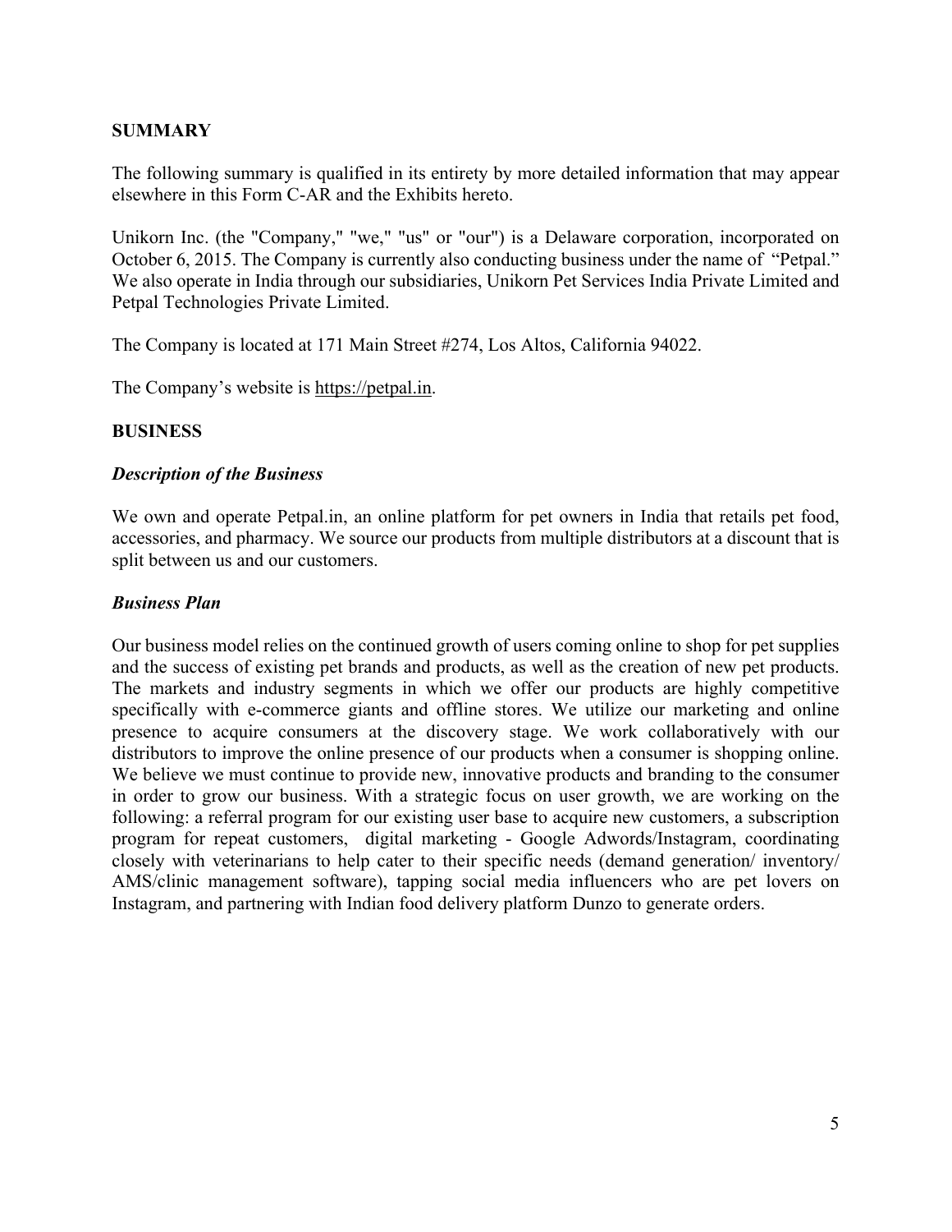## SUMMARY

The following summary is qualified in its entirety by more detailed information that may appear elsewhere in this Form C-AR and the Exhibits hereto.

Unikorn Inc. (the "Company," "we," "us" or "our") is a Delaware corporation, incorporated on October 6, 2015. The Company is currently also conducting business under the name of "Petpal." We also operate in India through our subsidiaries, Unikorn Pet Services India Private Limited and Petpal Technologies Private Limited.

The Company is located at 171 Main Street #274, Los Altos, California 94022.

The Company's website is https://petpal.in.

## BUSINESS

### *Description of the Business*

We own and operate Petpal.in, an online platform for pet owners in India that retails pet food, accessories, and pharmacy. We source our products from multiple distributors at a discount that is split between us and our customers.

### *Business Plan*

Our business model relies on the continued growth of users coming online to shop for pet supplies and the success of existing pet brands and products, as well as the creation of new pet products. The markets and industry segments in which we offer our products are highly competitive specifically with e-commerce giants and offline stores. We utilize our marketing and online presence to acquire consumers at the discovery stage. We work collaboratively with our distributors to improve the online presence of our products when a consumer is shopping online. We believe we must continue to provide new, innovative products and branding to the consumer in order to grow our business. With a strategic focus on user growth, we are working on the following: a referral program for our existing user base to acquire new customers, a subscription program for repeat customers, digital marketing - Google Adwords/Instagram, coordinating closely with veterinarians to help cater to their specific needs (demand generation/ inventory/ AMS/clinic management software), tapping social media influencers who are pet lovers on Instagram, and partnering with Indian food delivery platform Dunzo to generate orders.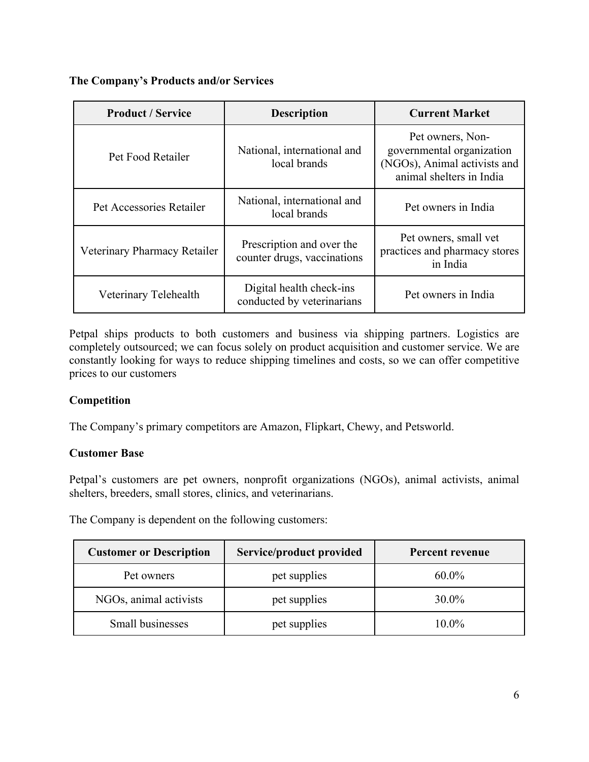**The Company's Products and/or Services**

| Product / Service | Description | Current Market |
| --- | --- | --- |
| Pet Food Retailer | National, international and local brands | Pet owners, Non-governmental organization (NGOs), Animal activists and animal shelters in India |
| Pet Accessories Retailer | National, international and local brands | Pet owners in India |
| Veterinary Pharmacy Retailer | Prescription and over the counter drugs, vaccinations | Pet owners, small vet practices and pharmacy stores in India |
| Veterinary Telehealth | Digital health check-ins conducted by veterinarians | Pet owners in India |

Petpal ships products to both customers and business via shipping partners. Logistics are completely outsourced; we can focus solely on product acquisition and customer service. We are constantly looking for ways to reduce shipping timelines and costs, so we can offer competitive prices to our customers

**Competition**

The Company's primary competitors are Amazon, Flipkart, Chewy, and Petsworld.

**Customer Base**

Petpal's customers are pet owners, nonprofit organizations (NGOs), animal activists, animal shelters, breeders, small stores, clinics, and veterinarians.

The Company is dependent on the following customers:

| Customer or Description | Service/product provided | Percent revenue |
| --- | --- | --- |
| Pet owners | pet supplies | 60.0% |
| NGOs, animal activists | pet supplies | 30.0% |
| Small businesses | pet supplies | 10.0% |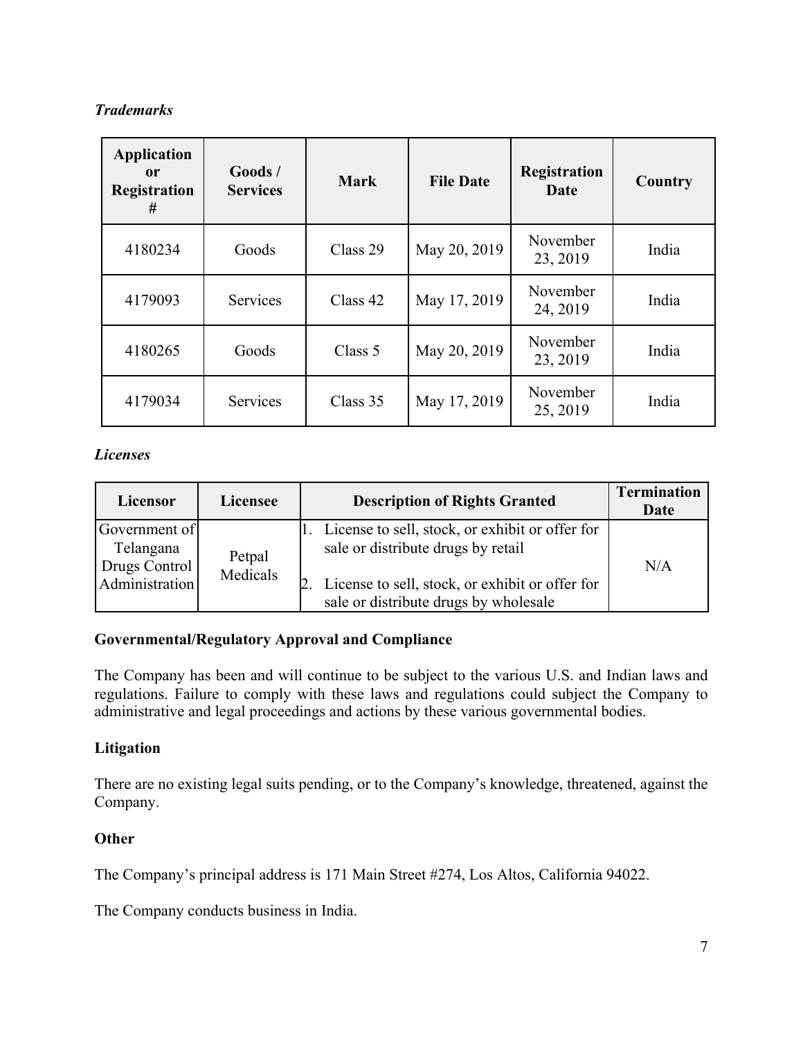***Trademarks***

| Application or Registration # | Goods / Services | Mark | File Date | Registration Date | Country |
|---|---|---|---|---|---|
| 4180234 | Goods | Class 29 | May 20, 2019 | November 23, 2019 | India |
| 4179093 | Services | Class 42 | May 17, 2019 | November 24, 2019 | India |
| 4180265 | Goods | Class 5 | May 20, 2019 | November 23, 2019 | India |
| 4179034 | Services | Class 35 | May 17, 2019 | November 25, 2019 | India |

***Licenses***

| Licensor | Licensee | Description of Rights Granted | Termination Date |
|---|---|---|---|
| Government of Telangana Drugs Control Administration | Petpal Medicals | 1. License to sell, stock, or exhibit or offer for sale or distribute drugs by retail<br>2. License to sell, stock, or exhibit or offer for sale or distribute drugs by wholesale | N/A |

**Governmental/Regulatory Approval and Compliance**

The Company has been and will continue to be subject to the various U.S. and Indian laws and regulations. Failure to comply with these laws and regulations could subject the Company to administrative and legal proceedings and actions by these various governmental bodies.

**Litigation**

There are no existing legal suits pending, or to the Company's knowledge, threatened, against the Company.

**Other**

The Company's principal address is 171 Main Street #274, Los Altos, California 94022.

The Company conducts business in India.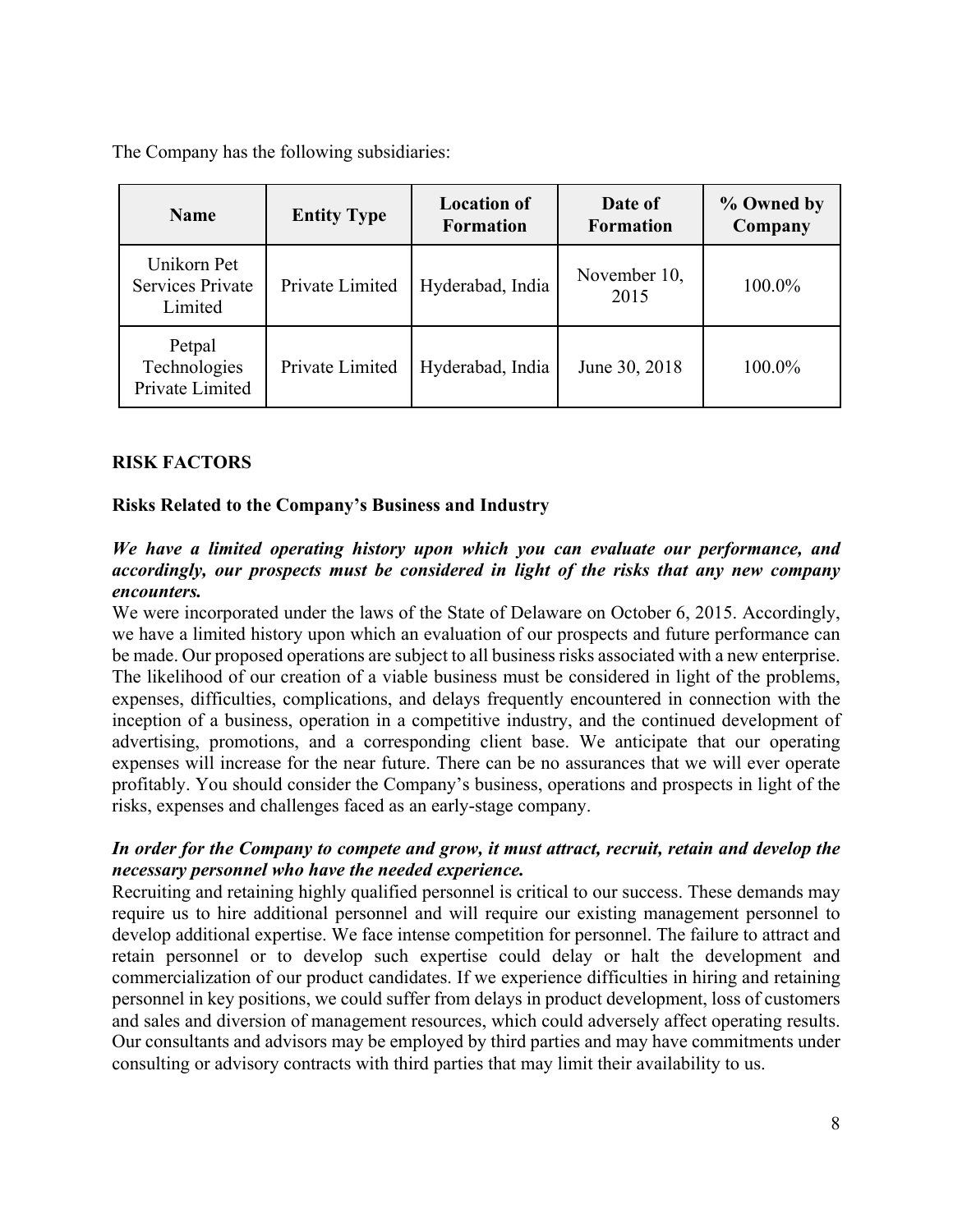The Company has the following subsidiaries:

| Name | Entity Type | Location of Formation | Date of Formation | % Owned by Company |
| --- | --- | --- | --- | --- |
| Unikorn Pet Services Private Limited | Private Limited | Hyderabad, India | November 10, 2015 | 100.0% |
| Petpal Technologies Private Limited | Private Limited | Hyderabad, India | June 30, 2018 | 100.0% |

## RISK FACTORS

### Risks Related to the Company's Business and Industry

***We have a limited operating history upon which you can evaluate our performance, and accordingly, our prospects must be considered in light of the risks that any new company encounters.***

We were incorporated under the laws of the State of Delaware on October 6, 2015. Accordingly, we have a limited history upon which an evaluation of our prospects and future performance can be made. Our proposed operations are subject to all business risks associated with a new enterprise. The likelihood of our creation of a viable business must be considered in light of the problems, expenses, difficulties, complications, and delays frequently encountered in connection with the inception of a business, operation in a competitive industry, and the continued development of advertising, promotions, and a corresponding client base. We anticipate that our operating expenses will increase for the near future. There can be no assurances that we will ever operate profitably. You should consider the Company's business, operations and prospects in light of the risks, expenses and challenges faced as an early-stage company.

***In order for the Company to compete and grow, it must attract, recruit, retain and develop the necessary personnel who have the needed experience.***

Recruiting and retaining highly qualified personnel is critical to our success. These demands may require us to hire additional personnel and will require our existing management personnel to develop additional expertise. We face intense competition for personnel. The failure to attract and retain personnel or to develop such expertise could delay or halt the development and commercialization of our product candidates. If we experience difficulties in hiring and retaining personnel in key positions, we could suffer from delays in product development, loss of customers and sales and diversion of management resources, which could adversely affect operating results. Our consultants and advisors may be employed by third parties and may have commitments under consulting or advisory contracts with third parties that may limit their availability to us.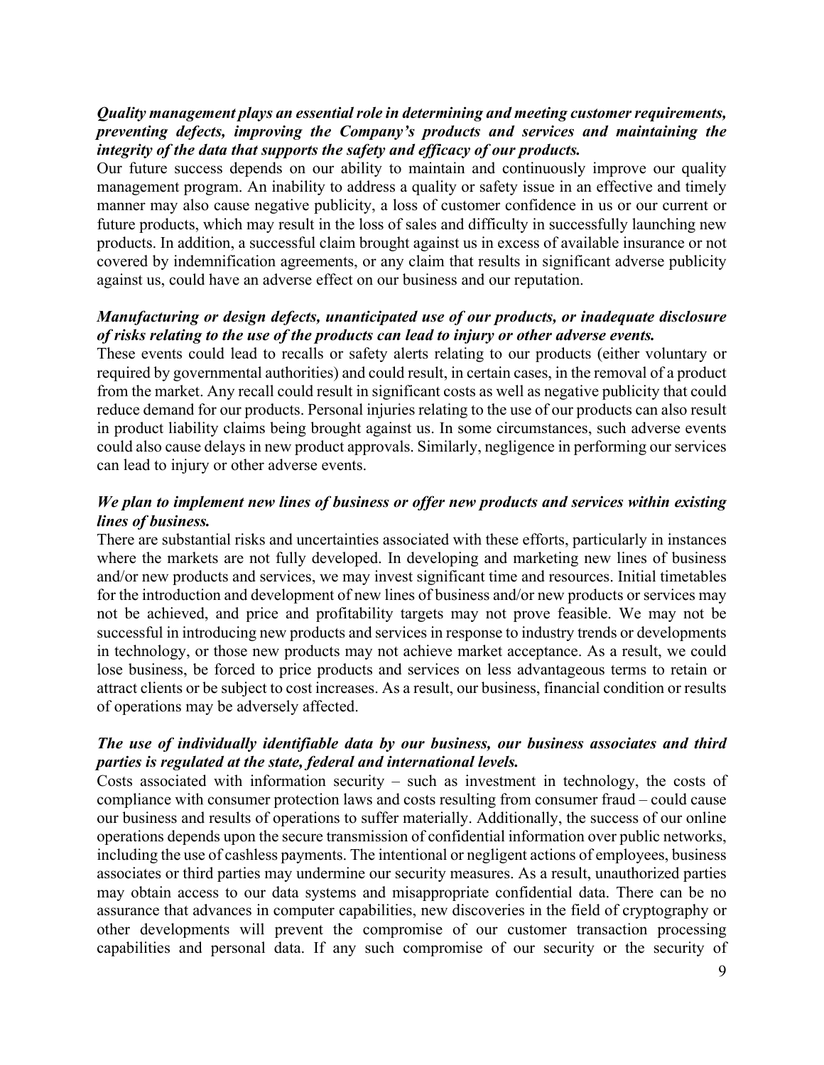***Quality management plays an essential role in determining and meeting customer requirements, preventing defects, improving the Company's products and services and maintaining the integrity of the data that supports the safety and efficacy of our products.***

Our future success depends on our ability to maintain and continuously improve our quality management program. An inability to address a quality or safety issue in an effective and timely manner may also cause negative publicity, a loss of customer confidence in us or our current or future products, which may result in the loss of sales and difficulty in successfully launching new products. In addition, a successful claim brought against us in excess of available insurance or not covered by indemnification agreements, or any claim that results in significant adverse publicity against us, could have an adverse effect on our business and our reputation.

***Manufacturing or design defects, unanticipated use of our products, or inadequate disclosure of risks relating to the use of the products can lead to injury or other adverse events.***

These events could lead to recalls or safety alerts relating to our products (either voluntary or required by governmental authorities) and could result, in certain cases, in the removal of a product from the market. Any recall could result in significant costs as well as negative publicity that could reduce demand for our products. Personal injuries relating to the use of our products can also result in product liability claims being brought against us. In some circumstances, such adverse events could also cause delays in new product approvals. Similarly, negligence in performing our services can lead to injury or other adverse events.

***We plan to implement new lines of business or offer new products and services within existing lines of business.***

There are substantial risks and uncertainties associated with these efforts, particularly in instances where the markets are not fully developed. In developing and marketing new lines of business and/or new products and services, we may invest significant time and resources. Initial timetables for the introduction and development of new lines of business and/or new products or services may not be achieved, and price and profitability targets may not prove feasible. We may not be successful in introducing new products and services in response to industry trends or developments in technology, or those new products may not achieve market acceptance. As a result, we could lose business, be forced to price products and services on less advantageous terms to retain or attract clients or be subject to cost increases. As a result, our business, financial condition or results of operations may be adversely affected.

***The use of individually identifiable data by our business, our business associates and third parties is regulated at the state, federal and international levels.***

Costs associated with information security – such as investment in technology, the costs of compliance with consumer protection laws and costs resulting from consumer fraud – could cause our business and results of operations to suffer materially. Additionally, the success of our online operations depends upon the secure transmission of confidential information over public networks, including the use of cashless payments. The intentional or negligent actions of employees, business associates or third parties may undermine our security measures. As a result, unauthorized parties may obtain access to our data systems and misappropriate confidential data. There can be no assurance that advances in computer capabilities, new discoveries in the field of cryptography or other developments will prevent the compromise of our customer transaction processing capabilities and personal data. If any such compromise of our security or the security of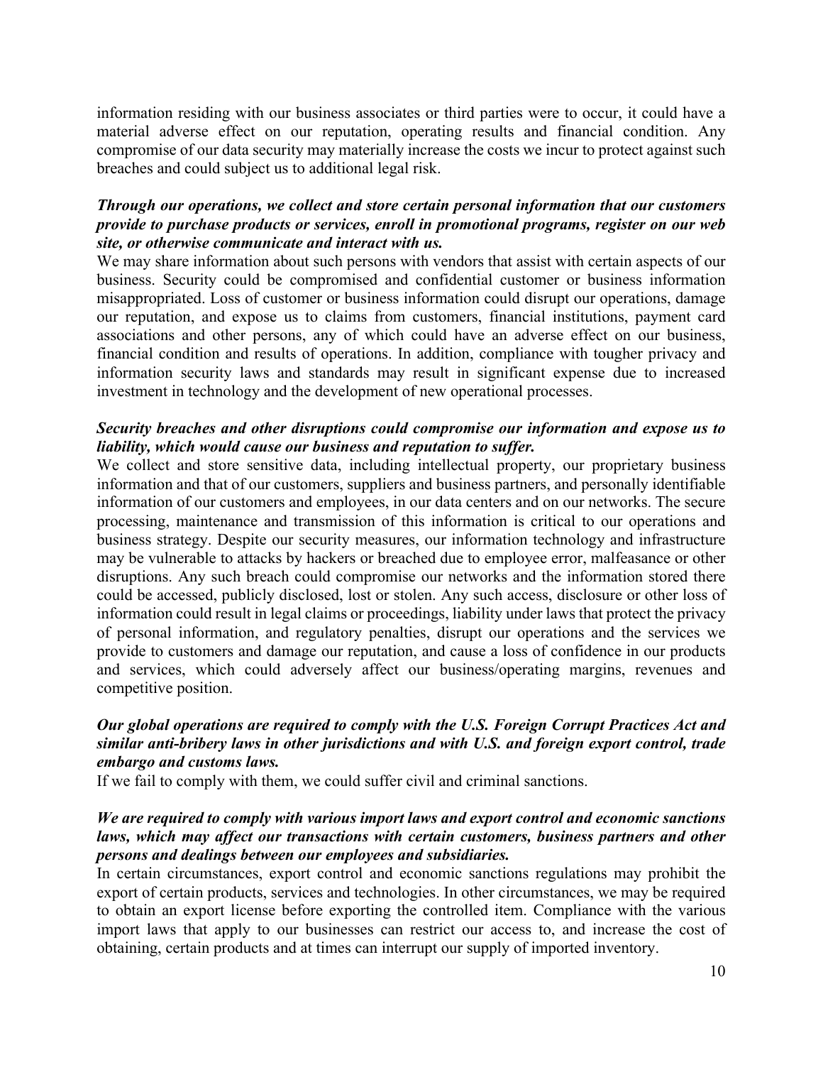information residing with our business associates or third parties were to occur, it could have a material adverse effect on our reputation, operating results and financial condition. Any compromise of our data security may materially increase the costs we incur to protect against such breaches and could subject us to additional legal risk.

***Through our operations, we collect and store certain personal information that our customers provide to purchase products or services, enroll in promotional programs, register on our web site, or otherwise communicate and interact with us.***

We may share information about such persons with vendors that assist with certain aspects of our business. Security could be compromised and confidential customer or business information misappropriated. Loss of customer or business information could disrupt our operations, damage our reputation, and expose us to claims from customers, financial institutions, payment card associations and other persons, any of which could have an adverse effect on our business, financial condition and results of operations. In addition, compliance with tougher privacy and information security laws and standards may result in significant expense due to increased investment in technology and the development of new operational processes.

***Security breaches and other disruptions could compromise our information and expose us to liability, which would cause our business and reputation to suffer.***

We collect and store sensitive data, including intellectual property, our proprietary business information and that of our customers, suppliers and business partners, and personally identifiable information of our customers and employees, in our data centers and on our networks. The secure processing, maintenance and transmission of this information is critical to our operations and business strategy. Despite our security measures, our information technology and infrastructure may be vulnerable to attacks by hackers or breached due to employee error, malfeasance or other disruptions. Any such breach could compromise our networks and the information stored there could be accessed, publicly disclosed, lost or stolen. Any such access, disclosure or other loss of information could result in legal claims or proceedings, liability under laws that protect the privacy of personal information, and regulatory penalties, disrupt our operations and the services we provide to customers and damage our reputation, and cause a loss of confidence in our products and services, which could adversely affect our business/operating margins, revenues and competitive position.

***Our global operations are required to comply with the U.S. Foreign Corrupt Practices Act and similar anti-bribery laws in other jurisdictions and with U.S. and foreign export control, trade embargo and customs laws.***

If we fail to comply with them, we could suffer civil and criminal sanctions.

***We are required to comply with various import laws and export control and economic sanctions laws, which may affect our transactions with certain customers, business partners and other persons and dealings between our employees and subsidiaries.***

In certain circumstances, export control and economic sanctions regulations may prohibit the export of certain products, services and technologies. In other circumstances, we may be required to obtain an export license before exporting the controlled item. Compliance with the various import laws that apply to our businesses can restrict our access to, and increase the cost of obtaining, certain products and at times can interrupt our supply of imported inventory.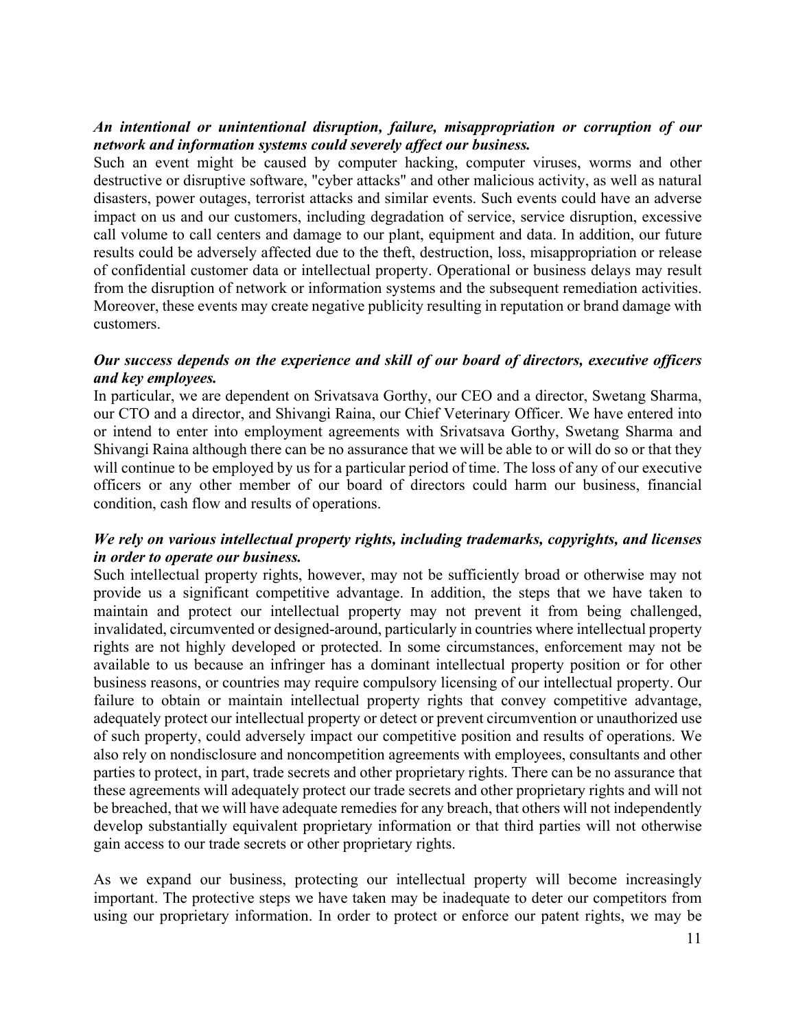***An intentional or unintentional disruption, failure, misappropriation or corruption of our network and information systems could severely affect our business.***

Such an event might be caused by computer hacking, computer viruses, worms and other destructive or disruptive software, "cyber attacks" and other malicious activity, as well as natural disasters, power outages, terrorist attacks and similar events. Such events could have an adverse impact on us and our customers, including degradation of service, service disruption, excessive call volume to call centers and damage to our plant, equipment and data. In addition, our future results could be adversely affected due to the theft, destruction, loss, misappropriation or release of confidential customer data or intellectual property. Operational or business delays may result from the disruption of network or information systems and the subsequent remediation activities. Moreover, these events may create negative publicity resulting in reputation or brand damage with customers.

***Our success depends on the experience and skill of our board of directors, executive officers and key employees.***

In particular, we are dependent on Srivatsava Gorthy, our CEO and a director, Swetang Sharma, our CTO and a director, and Shivangi Raina, our Chief Veterinary Officer. We have entered into or intend to enter into employment agreements with Srivatsava Gorthy, Swetang Sharma and Shivangi Raina although there can be no assurance that we will be able to or will do so or that they will continue to be employed by us for a particular period of time. The loss of any of our executive officers or any other member of our board of directors could harm our business, financial condition, cash flow and results of operations.

***We rely on various intellectual property rights, including trademarks, copyrights, and licenses in order to operate our business.***

Such intellectual property rights, however, may not be sufficiently broad or otherwise may not provide us a significant competitive advantage. In addition, the steps that we have taken to maintain and protect our intellectual property may not prevent it from being challenged, invalidated, circumvented or designed-around, particularly in countries where intellectual property rights are not highly developed or protected. In some circumstances, enforcement may not be available to us because an infringer has a dominant intellectual property position or for other business reasons, or countries may require compulsory licensing of our intellectual property. Our failure to obtain or maintain intellectual property rights that convey competitive advantage, adequately protect our intellectual property or detect or prevent circumvention or unauthorized use of such property, could adversely impact our competitive position and results of operations. We also rely on nondisclosure and noncompetition agreements with employees, consultants and other parties to protect, in part, trade secrets and other proprietary rights. There can be no assurance that these agreements will adequately protect our trade secrets and other proprietary rights and will not be breached, that we will have adequate remedies for any breach, that others will not independently develop substantially equivalent proprietary information or that third parties will not otherwise gain access to our trade secrets or other proprietary rights.

As we expand our business, protecting our intellectual property will become increasingly important. The protective steps we have taken may be inadequate to deter our competitors from using our proprietary information. In order to protect or enforce our patent rights, we may be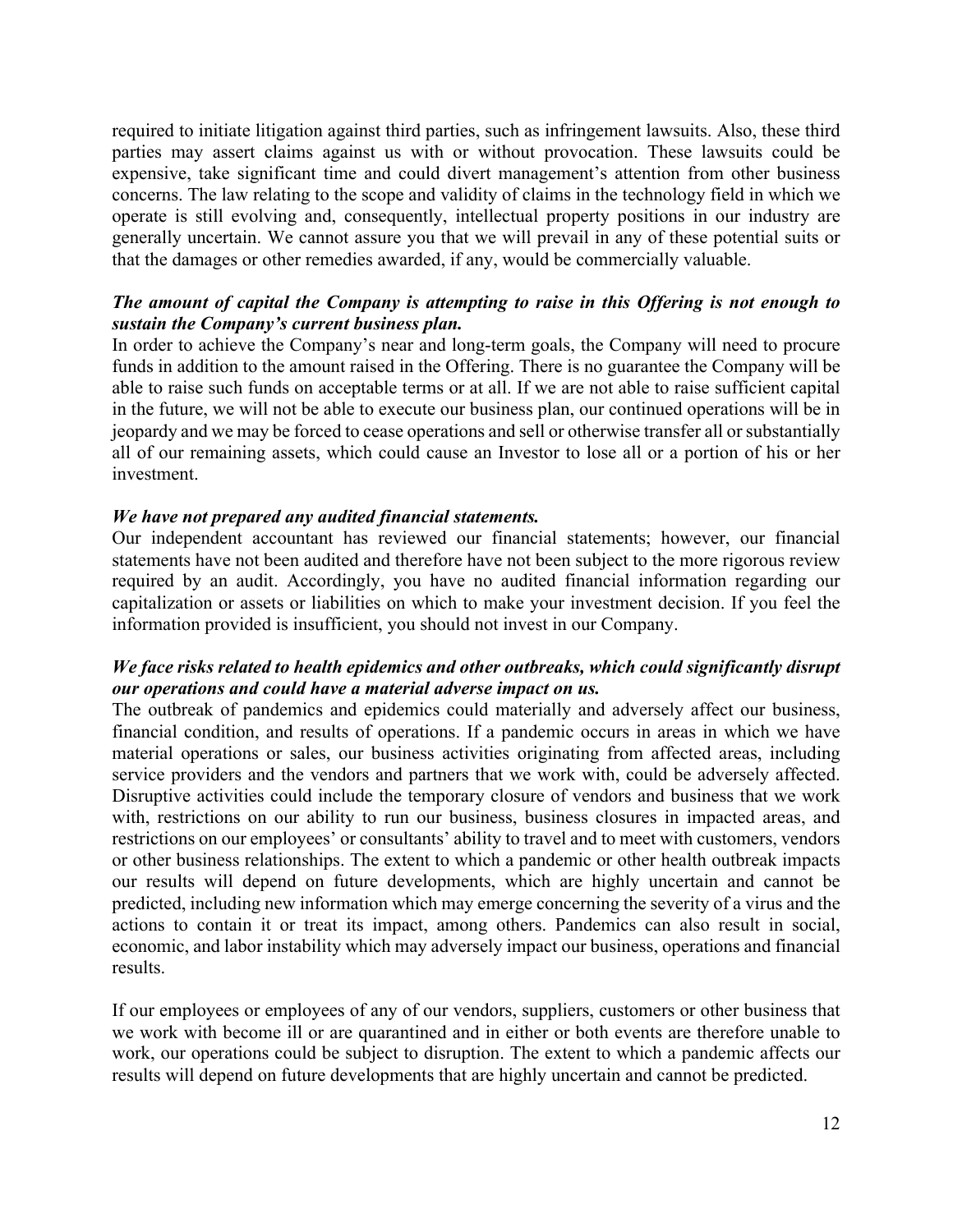required to initiate litigation against third parties, such as infringement lawsuits. Also, these third parties may assert claims against us with or without provocation. These lawsuits could be expensive, take significant time and could divert management's attention from other business concerns. The law relating to the scope and validity of claims in the technology field in which we operate is still evolving and, consequently, intellectual property positions in our industry are generally uncertain. We cannot assure you that we will prevail in any of these potential suits or that the damages or other remedies awarded, if any, would be commercially valuable.

***The amount of capital the Company is attempting to raise in this Offering is not enough to sustain the Company's current business plan.***

In order to achieve the Company's near and long-term goals, the Company will need to procure funds in addition to the amount raised in the Offering. There is no guarantee the Company will be able to raise such funds on acceptable terms or at all. If we are not able to raise sufficient capital in the future, we will not be able to execute our business plan, our continued operations will be in jeopardy and we may be forced to cease operations and sell or otherwise transfer all or substantially all of our remaining assets, which could cause an Investor to lose all or a portion of his or her investment.

***We have not prepared any audited financial statements.***

Our independent accountant has reviewed our financial statements; however, our financial statements have not been audited and therefore have not been subject to the more rigorous review required by an audit. Accordingly, you have no audited financial information regarding our capitalization or assets or liabilities on which to make your investment decision. If you feel the information provided is insufficient, you should not invest in our Company.

***We face risks related to health epidemics and other outbreaks, which could significantly disrupt our operations and could have a material adverse impact on us.***

The outbreak of pandemics and epidemics could materially and adversely affect our business, financial condition, and results of operations. If a pandemic occurs in areas in which we have material operations or sales, our business activities originating from affected areas, including service providers and the vendors and partners that we work with, could be adversely affected. Disruptive activities could include the temporary closure of vendors and business that we work with, restrictions on our ability to run our business, business closures in impacted areas, and restrictions on our employees' or consultants' ability to travel and to meet with customers, vendors or other business relationships. The extent to which a pandemic or other health outbreak impacts our results will depend on future developments, which are highly uncertain and cannot be predicted, including new information which may emerge concerning the severity of a virus and the actions to contain it or treat its impact, among others. Pandemics can also result in social, economic, and labor instability which may adversely impact our business, operations and financial results.

If our employees or employees of any of our vendors, suppliers, customers or other business that we work with become ill or are quarantined and in either or both events are therefore unable to work, our operations could be subject to disruption. The extent to which a pandemic affects our results will depend on future developments that are highly uncertain and cannot be predicted.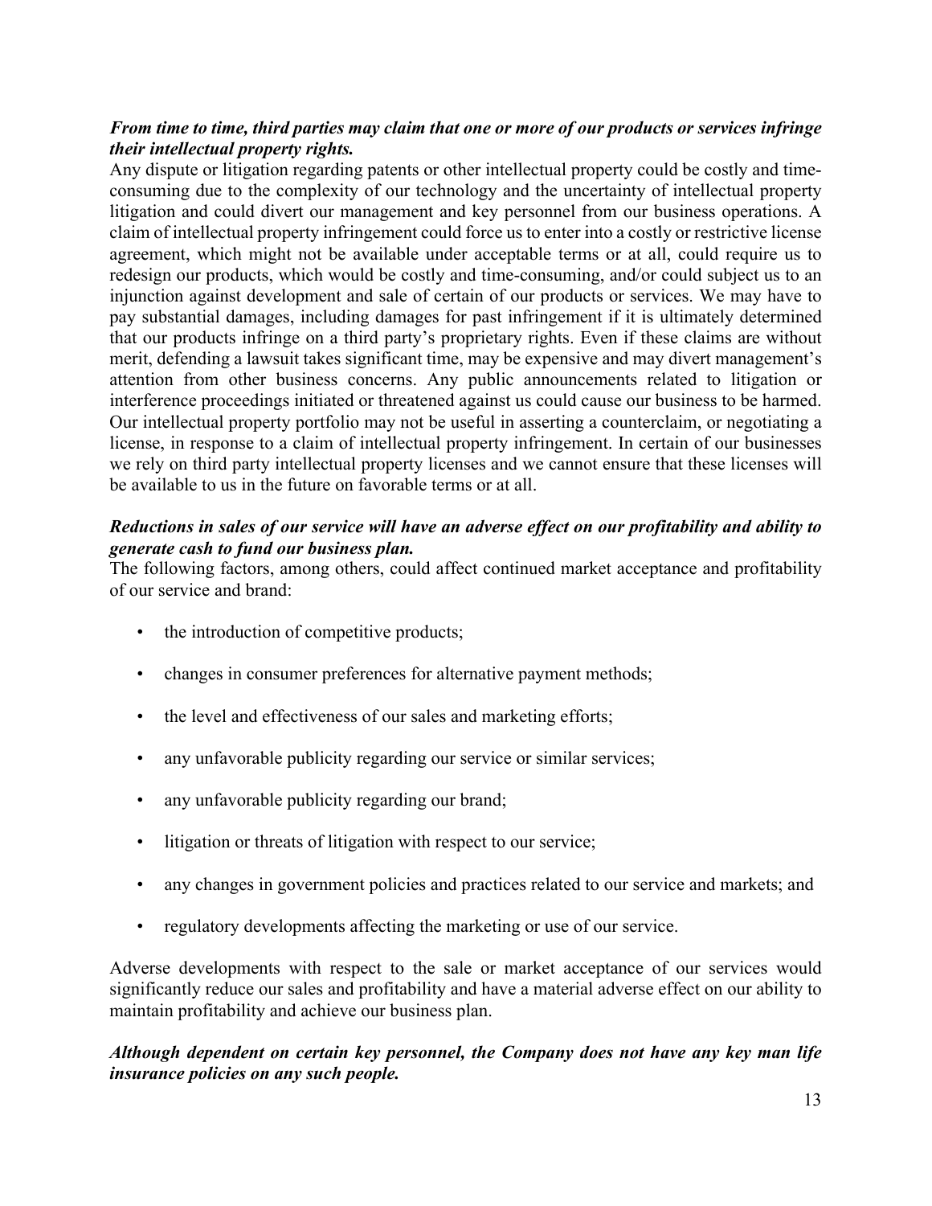***From time to time, third parties may claim that one or more of our products or services infringe their intellectual property rights.***

Any dispute or litigation regarding patents or other intellectual property could be costly and time-consuming due to the complexity of our technology and the uncertainty of intellectual property litigation and could divert our management and key personnel from our business operations. A claim of intellectual property infringement could force us to enter into a costly or restrictive license agreement, which might not be available under acceptable terms or at all, could require us to redesign our products, which would be costly and time-consuming, and/or could subject us to an injunction against development and sale of certain of our products or services. We may have to pay substantial damages, including damages for past infringement if it is ultimately determined that our products infringe on a third party's proprietary rights. Even if these claims are without merit, defending a lawsuit takes significant time, may be expensive and may divert management's attention from other business concerns. Any public announcements related to litigation or interference proceedings initiated or threatened against us could cause our business to be harmed. Our intellectual property portfolio may not be useful in asserting a counterclaim, or negotiating a license, in response to a claim of intellectual property infringement. In certain of our businesses we rely on third party intellectual property licenses and we cannot ensure that these licenses will be available to us in the future on favorable terms or at all.

***Reductions in sales of our service will have an adverse effect on our profitability and ability to generate cash to fund our business plan.***

The following factors, among others, could affect continued market acceptance and profitability of our service and brand:

- the introduction of competitive products;
- changes in consumer preferences for alternative payment methods;
- the level and effectiveness of our sales and marketing efforts;
- any unfavorable publicity regarding our service or similar services;
- any unfavorable publicity regarding our brand;
- litigation or threats of litigation with respect to our service;
- any changes in government policies and practices related to our service and markets; and
- regulatory developments affecting the marketing or use of our service.

Adverse developments with respect to the sale or market acceptance of our services would significantly reduce our sales and profitability and have a material adverse effect on our ability to maintain profitability and achieve our business plan.

***Although dependent on certain key personnel, the Company does not have any key man life insurance policies on any such people.***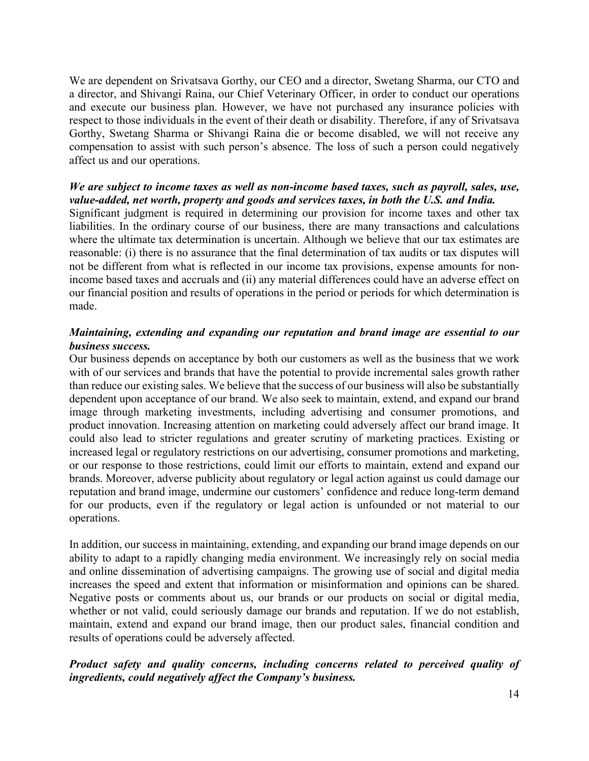We are dependent on Srivatsava Gorthy, our CEO and a director, Swetang Sharma, our CTO and a director, and Shivangi Raina, our Chief Veterinary Officer, in order to conduct our operations and execute our business plan. However, we have not purchased any insurance policies with respect to those individuals in the event of their death or disability. Therefore, if any of Srivatsava Gorthy, Swetang Sharma or Shivangi Raina die or become disabled, we will not receive any compensation to assist with such person's absence. The loss of such a person could negatively affect us and our operations.

***We are subject to income taxes as well as non-income based taxes, such as payroll, sales, use, value-added, net worth, property and goods and services taxes, in both the U.S. and India.***

Significant judgment is required in determining our provision for income taxes and other tax liabilities. In the ordinary course of our business, there are many transactions and calculations where the ultimate tax determination is uncertain. Although we believe that our tax estimates are reasonable: (i) there is no assurance that the final determination of tax audits or tax disputes will not be different from what is reflected in our income tax provisions, expense amounts for non-income based taxes and accruals and (ii) any material differences could have an adverse effect on our financial position and results of operations in the period or periods for which determination is made.

***Maintaining, extending and expanding our reputation and brand image are essential to our business success.***

Our business depends on acceptance by both our customers as well as the business that we work with of our services and brands that have the potential to provide incremental sales growth rather than reduce our existing sales. We believe that the success of our business will also be substantially dependent upon acceptance of our brand. We also seek to maintain, extend, and expand our brand image through marketing investments, including advertising and consumer promotions, and product innovation. Increasing attention on marketing could adversely affect our brand image. It could also lead to stricter regulations and greater scrutiny of marketing practices. Existing or increased legal or regulatory restrictions on our advertising, consumer promotions and marketing, or our response to those restrictions, could limit our efforts to maintain, extend and expand our brands. Moreover, adverse publicity about regulatory or legal action against us could damage our reputation and brand image, undermine our customers' confidence and reduce long-term demand for our products, even if the regulatory or legal action is unfounded or not material to our operations.

In addition, our success in maintaining, extending, and expanding our brand image depends on our ability to adapt to a rapidly changing media environment. We increasingly rely on social media and online dissemination of advertising campaigns. The growing use of social and digital media increases the speed and extent that information or misinformation and opinions can be shared. Negative posts or comments about us, our brands or our products on social or digital media, whether or not valid, could seriously damage our brands and reputation. If we do not establish, maintain, extend and expand our brand image, then our product sales, financial condition and results of operations could be adversely affected.

***Product safety and quality concerns, including concerns related to perceived quality of ingredients, could negatively affect the Company's business.***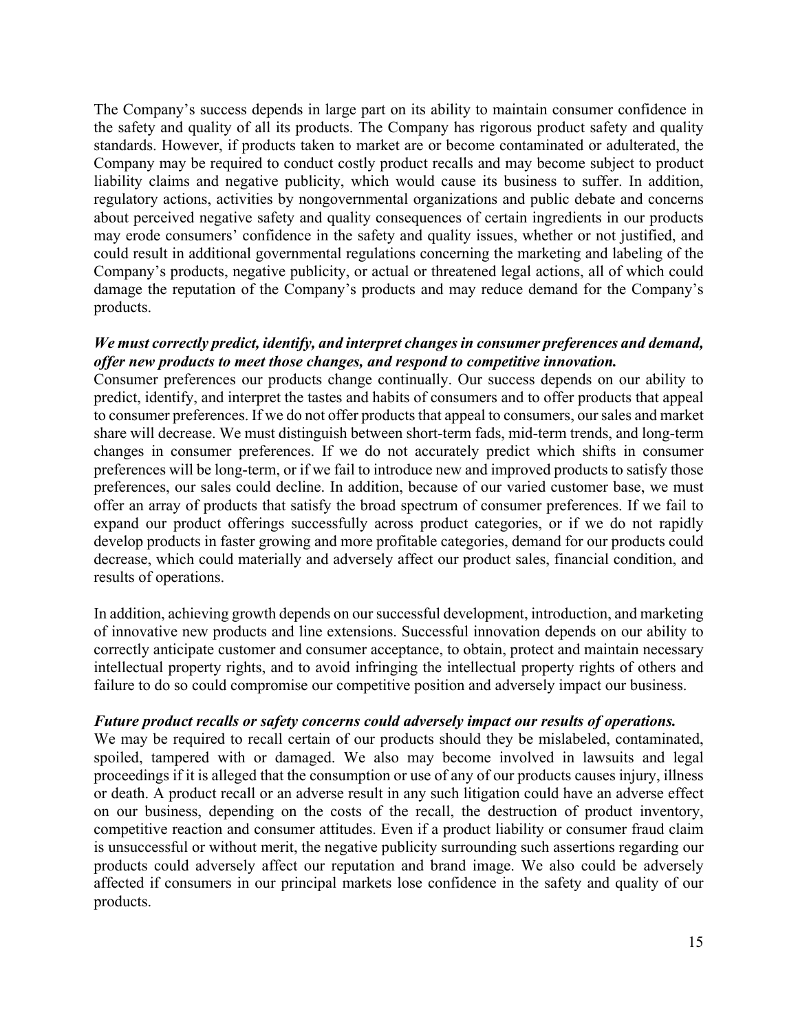The Company's success depends in large part on its ability to maintain consumer confidence in the safety and quality of all its products. The Company has rigorous product safety and quality standards. However, if products taken to market are or become contaminated or adulterated, the Company may be required to conduct costly product recalls and may become subject to product liability claims and negative publicity, which would cause its business to suffer. In addition, regulatory actions, activities by nongovernmental organizations and public debate and concerns about perceived negative safety and quality consequences of certain ingredients in our products may erode consumers' confidence in the safety and quality issues, whether or not justified, and could result in additional governmental regulations concerning the marketing and labeling of the Company's products, negative publicity, or actual or threatened legal actions, all of which could damage the reputation of the Company's products and may reduce demand for the Company's products.

***We must correctly predict, identify, and interpret changes in consumer preferences and demand, offer new products to meet those changes, and respond to competitive innovation.***

Consumer preferences our products change continually. Our success depends on our ability to predict, identify, and interpret the tastes and habits of consumers and to offer products that appeal to consumer preferences. If we do not offer products that appeal to consumers, our sales and market share will decrease. We must distinguish between short-term fads, mid-term trends, and long-term changes in consumer preferences. If we do not accurately predict which shifts in consumer preferences will be long-term, or if we fail to introduce new and improved products to satisfy those preferences, our sales could decline. In addition, because of our varied customer base, we must offer an array of products that satisfy the broad spectrum of consumer preferences. If we fail to expand our product offerings successfully across product categories, or if we do not rapidly develop products in faster growing and more profitable categories, demand for our products could decrease, which could materially and adversely affect our product sales, financial condition, and results of operations.

In addition, achieving growth depends on our successful development, introduction, and marketing of innovative new products and line extensions. Successful innovation depends on our ability to correctly anticipate customer and consumer acceptance, to obtain, protect and maintain necessary intellectual property rights, and to avoid infringing the intellectual property rights of others and failure to do so could compromise our competitive position and adversely impact our business.

***Future product recalls or safety concerns could adversely impact our results of operations.***

We may be required to recall certain of our products should they be mislabeled, contaminated, spoiled, tampered with or damaged. We also may become involved in lawsuits and legal proceedings if it is alleged that the consumption or use of any of our products causes injury, illness or death. A product recall or an adverse result in any such litigation could have an adverse effect on our business, depending on the costs of the recall, the destruction of product inventory, competitive reaction and consumer attitudes. Even if a product liability or consumer fraud claim is unsuccessful or without merit, the negative publicity surrounding such assertions regarding our products could adversely affect our reputation and brand image. We also could be adversely affected if consumers in our principal markets lose confidence in the safety and quality of our products.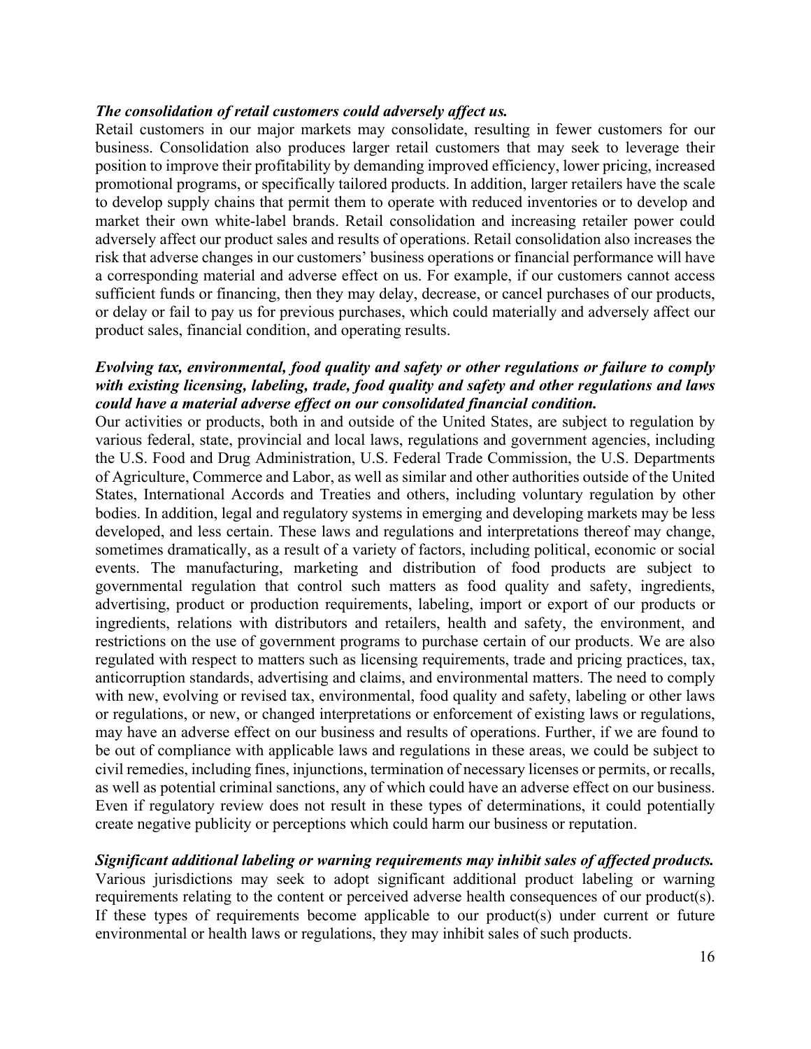***The consolidation of retail customers could adversely affect us.***
Retail customers in our major markets may consolidate, resulting in fewer customers for our business. Consolidation also produces larger retail customers that may seek to leverage their position to improve their profitability by demanding improved efficiency, lower pricing, increased promotional programs, or specifically tailored products. In addition, larger retailers have the scale to develop supply chains that permit them to operate with reduced inventories or to develop and market their own white-label brands. Retail consolidation and increasing retailer power could adversely affect our product sales and results of operations. Retail consolidation also increases the risk that adverse changes in our customers' business operations or financial performance will have a corresponding material and adverse effect on us. For example, if our customers cannot access sufficient funds or financing, then they may delay, decrease, or cancel purchases of our products, or delay or fail to pay us for previous purchases, which could materially and adversely affect our product sales, financial condition, and operating results.

***Evolving tax, environmental, food quality and safety or other regulations or failure to comply with existing licensing, labeling, trade, food quality and safety and other regulations and laws could have a material adverse effect on our consolidated financial condition.***
Our activities or products, both in and outside of the United States, are subject to regulation by various federal, state, provincial and local laws, regulations and government agencies, including the U.S. Food and Drug Administration, U.S. Federal Trade Commission, the U.S. Departments of Agriculture, Commerce and Labor, as well as similar and other authorities outside of the United States, International Accords and Treaties and others, including voluntary regulation by other bodies. In addition, legal and regulatory systems in emerging and developing markets may be less developed, and less certain. These laws and regulations and interpretations thereof may change, sometimes dramatically, as a result of a variety of factors, including political, economic or social events. The manufacturing, marketing and distribution of food products are subject to governmental regulation that control such matters as food quality and safety, ingredients, advertising, product or production requirements, labeling, import or export of our products or ingredients, relations with distributors and retailers, health and safety, the environment, and restrictions on the use of government programs to purchase certain of our products. We are also regulated with respect to matters such as licensing requirements, trade and pricing practices, tax, anticorruption standards, advertising and claims, and environmental matters. The need to comply with new, evolving or revised tax, environmental, food quality and safety, labeling or other laws or regulations, or new, or changed interpretations or enforcement of existing laws or regulations, may have an adverse effect on our business and results of operations. Further, if we are found to be out of compliance with applicable laws and regulations in these areas, we could be subject to civil remedies, including fines, injunctions, termination of necessary licenses or permits, or recalls, as well as potential criminal sanctions, any of which could have an adverse effect on our business. Even if regulatory review does not result in these types of determinations, it could potentially create negative publicity or perceptions which could harm our business or reputation.

***Significant additional labeling or warning requirements may inhibit sales of affected products.***
Various jurisdictions may seek to adopt significant additional product labeling or warning requirements relating to the content or perceived adverse health consequences of our product(s). If these types of requirements become applicable to our product(s) under current or future environmental or health laws or regulations, they may inhibit sales of such products.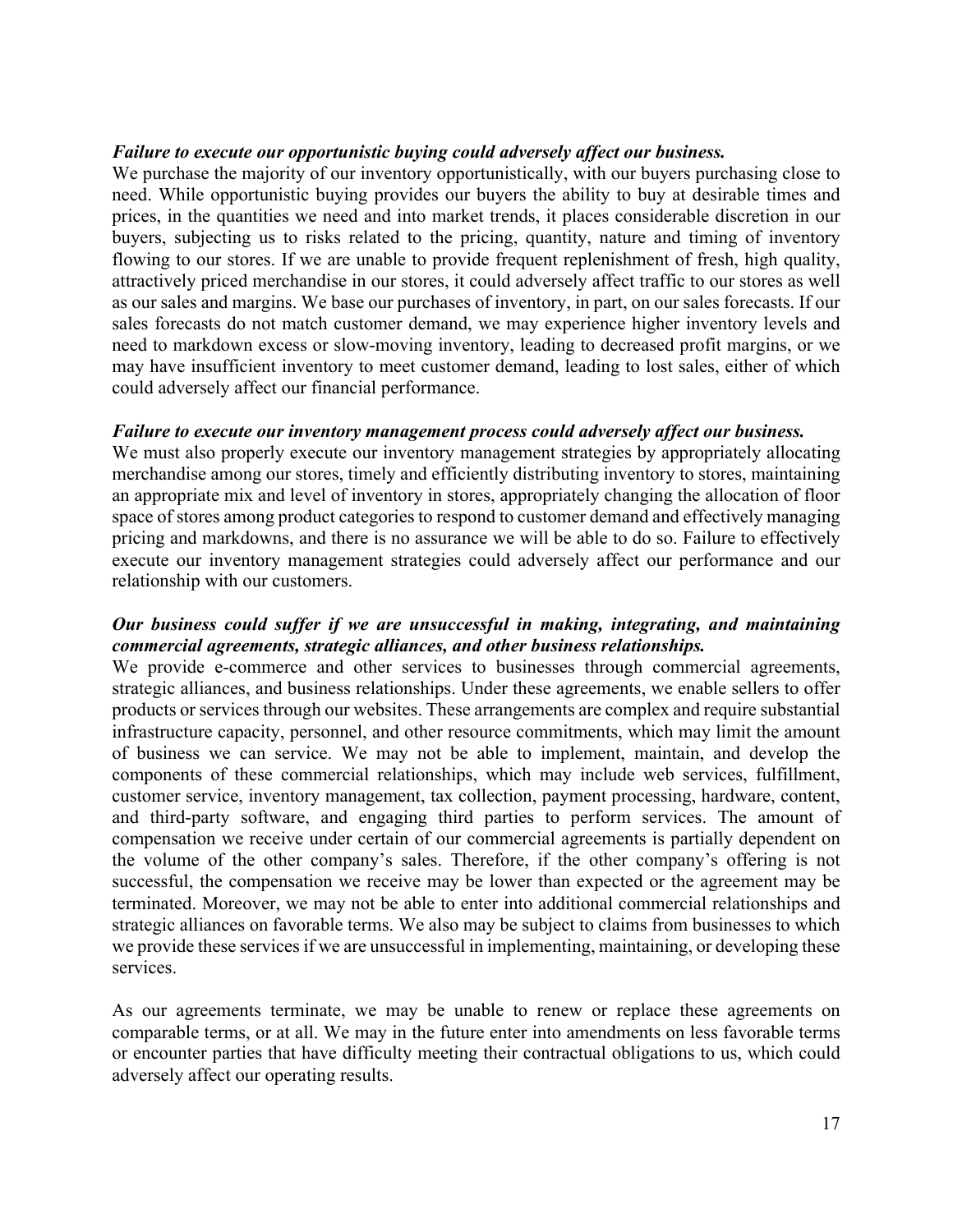***Failure to execute our opportunistic buying could adversely affect our business.***

We purchase the majority of our inventory opportunistically, with our buyers purchasing close to need. While opportunistic buying provides our buyers the ability to buy at desirable times and prices, in the quantities we need and into market trends, it places considerable discretion in our buyers, subjecting us to risks related to the pricing, quantity, nature and timing of inventory flowing to our stores. If we are unable to provide frequent replenishment of fresh, high quality, attractively priced merchandise in our stores, it could adversely affect traffic to our stores as well as our sales and margins. We base our purchases of inventory, in part, on our sales forecasts. If our sales forecasts do not match customer demand, we may experience higher inventory levels and need to markdown excess or slow-moving inventory, leading to decreased profit margins, or we may have insufficient inventory to meet customer demand, leading to lost sales, either of which could adversely affect our financial performance.

***Failure to execute our inventory management process could adversely affect our business.***

We must also properly execute our inventory management strategies by appropriately allocating merchandise among our stores, timely and efficiently distributing inventory to stores, maintaining an appropriate mix and level of inventory in stores, appropriately changing the allocation of floor space of stores among product categories to respond to customer demand and effectively managing pricing and markdowns, and there is no assurance we will be able to do so. Failure to effectively execute our inventory management strategies could adversely affect our performance and our relationship with our customers.

***Our business could suffer if we are unsuccessful in making, integrating, and maintaining commercial agreements, strategic alliances, and other business relationships.***

We provide e-commerce and other services to businesses through commercial agreements, strategic alliances, and business relationships. Under these agreements, we enable sellers to offer products or services through our websites. These arrangements are complex and require substantial infrastructure capacity, personnel, and other resource commitments, which may limit the amount of business we can service. We may not be able to implement, maintain, and develop the components of these commercial relationships, which may include web services, fulfillment, customer service, inventory management, tax collection, payment processing, hardware, content, and third-party software, and engaging third parties to perform services. The amount of compensation we receive under certain of our commercial agreements is partially dependent on the volume of the other company's sales. Therefore, if the other company's offering is not successful, the compensation we receive may be lower than expected or the agreement may be terminated. Moreover, we may not be able to enter into additional commercial relationships and strategic alliances on favorable terms. We also may be subject to claims from businesses to which we provide these services if we are unsuccessful in implementing, maintaining, or developing these services.

As our agreements terminate, we may be unable to renew or replace these agreements on comparable terms, or at all. We may in the future enter into amendments on less favorable terms or encounter parties that have difficulty meeting their contractual obligations to us, which could adversely affect our operating results.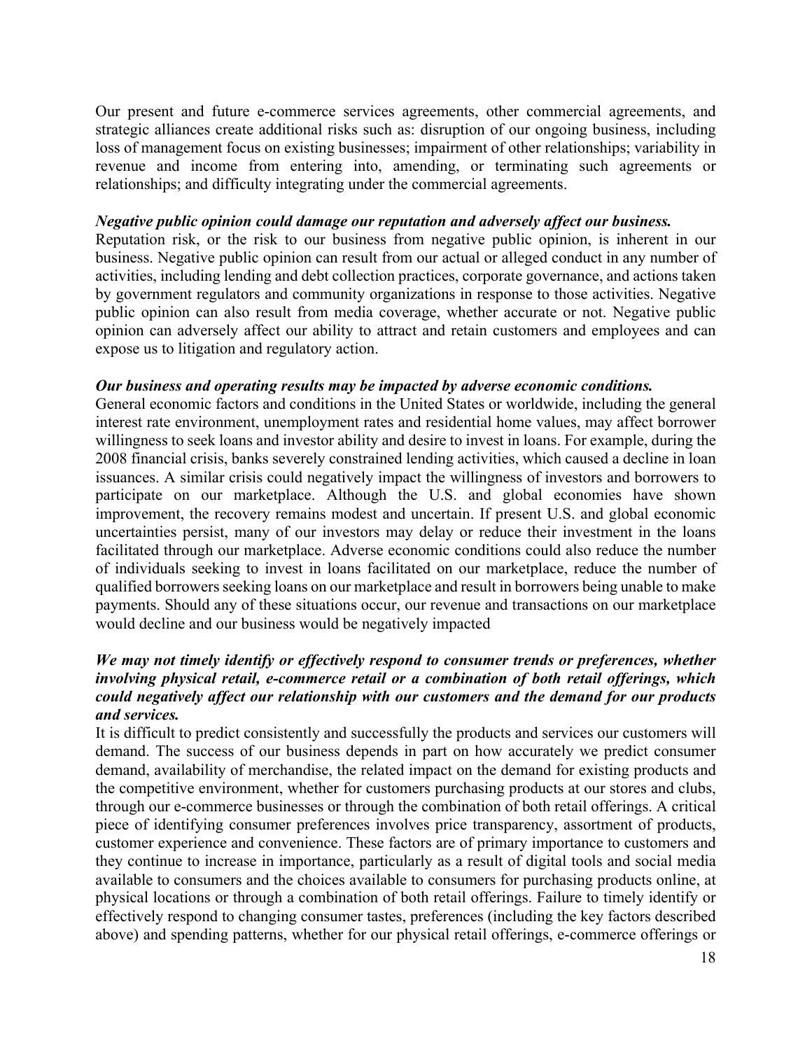Our present and future e-commerce services agreements, other commercial agreements, and strategic alliances create additional risks such as: disruption of our ongoing business, including loss of management focus on existing businesses; impairment of other relationships; variability in revenue and income from entering into, amending, or terminating such agreements or relationships; and difficulty integrating under the commercial agreements.

***Negative public opinion could damage our reputation and adversely affect our business.***
Reputation risk, or the risk to our business from negative public opinion, is inherent in our business. Negative public opinion can result from our actual or alleged conduct in any number of activities, including lending and debt collection practices, corporate governance, and actions taken by government regulators and community organizations in response to those activities. Negative public opinion can also result from media coverage, whether accurate or not. Negative public opinion can adversely affect our ability to attract and retain customers and employees and can expose us to litigation and regulatory action.

***Our business and operating results may be impacted by adverse economic conditions.***
General economic factors and conditions in the United States or worldwide, including the general interest rate environment, unemployment rates and residential home values, may affect borrower willingness to seek loans and investor ability and desire to invest in loans. For example, during the 2008 financial crisis, banks severely constrained lending activities, which caused a decline in loan issuances. A similar crisis could negatively impact the willingness of investors and borrowers to participate on our marketplace. Although the U.S. and global economies have shown improvement, the recovery remains modest and uncertain. If present U.S. and global economic uncertainties persist, many of our investors may delay or reduce their investment in the loans facilitated through our marketplace. Adverse economic conditions could also reduce the number of individuals seeking to invest in loans facilitated on our marketplace, reduce the number of qualified borrowers seeking loans on our marketplace and result in borrowers being unable to make payments. Should any of these situations occur, our revenue and transactions on our marketplace would decline and our business would be negatively impacted

***We may not timely identify or effectively respond to consumer trends or preferences, whether involving physical retail, e-commerce retail or a combination of both retail offerings, which could negatively affect our relationship with our customers and the demand for our products and services.***
It is difficult to predict consistently and successfully the products and services our customers will demand. The success of our business depends in part on how accurately we predict consumer demand, availability of merchandise, the related impact on the demand for existing products and the competitive environment, whether for customers purchasing products at our stores and clubs, through our e-commerce businesses or through the combination of both retail offerings. A critical piece of identifying consumer preferences involves price transparency, assortment of products, customer experience and convenience. These factors are of primary importance to customers and they continue to increase in importance, particularly as a result of digital tools and social media available to consumers and the choices available to consumers for purchasing products online, at physical locations or through a combination of both retail offerings. Failure to timely identify or effectively respond to changing consumer tastes, preferences (including the key factors described above) and spending patterns, whether for our physical retail offerings, e-commerce offerings or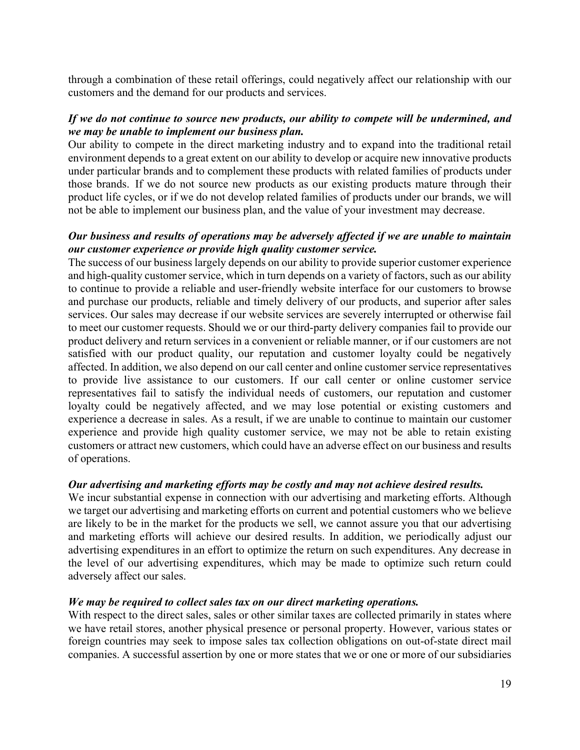through a combination of these retail offerings, could negatively affect our relationship with our customers and the demand for our products and services.

***If we do not continue to source new products, our ability to compete will be undermined, and we may be unable to implement our business plan.***

Our ability to compete in the direct marketing industry and to expand into the traditional retail environment depends to a great extent on our ability to develop or acquire new innovative products under particular brands and to complement these products with related families of products under those brands. If we do not source new products as our existing products mature through their product life cycles, or if we do not develop related families of products under our brands, we will not be able to implement our business plan, and the value of your investment may decrease.

***Our business and results of operations may be adversely affected if we are unable to maintain our customer experience or provide high quality customer service.***

The success of our business largely depends on our ability to provide superior customer experience and high-quality customer service, which in turn depends on a variety of factors, such as our ability to continue to provide a reliable and user-friendly website interface for our customers to browse and purchase our products, reliable and timely delivery of our products, and superior after sales services. Our sales may decrease if our website services are severely interrupted or otherwise fail to meet our customer requests. Should we or our third-party delivery companies fail to provide our product delivery and return services in a convenient or reliable manner, or if our customers are not satisfied with our product quality, our reputation and customer loyalty could be negatively affected. In addition, we also depend on our call center and online customer service representatives to provide live assistance to our customers. If our call center or online customer service representatives fail to satisfy the individual needs of customers, our reputation and customer loyalty could be negatively affected, and we may lose potential or existing customers and experience a decrease in sales. As a result, if we are unable to continue to maintain our customer experience and provide high quality customer service, we may not be able to retain existing customers or attract new customers, which could have an adverse effect on our business and results of operations.

***Our advertising and marketing efforts may be costly and may not achieve desired results.***

We incur substantial expense in connection with our advertising and marketing efforts. Although we target our advertising and marketing efforts on current and potential customers who we believe are likely to be in the market for the products we sell, we cannot assure you that our advertising and marketing efforts will achieve our desired results. In addition, we periodically adjust our advertising expenditures in an effort to optimize the return on such expenditures. Any decrease in the level of our advertising expenditures, which may be made to optimize such return could adversely affect our sales.

***We may be required to collect sales tax on our direct marketing operations.***

With respect to the direct sales, sales or other similar taxes are collected primarily in states where we have retail stores, another physical presence or personal property. However, various states or foreign countries may seek to impose sales tax collection obligations on out-of-state direct mail companies. A successful assertion by one or more states that we or one or more of our subsidiaries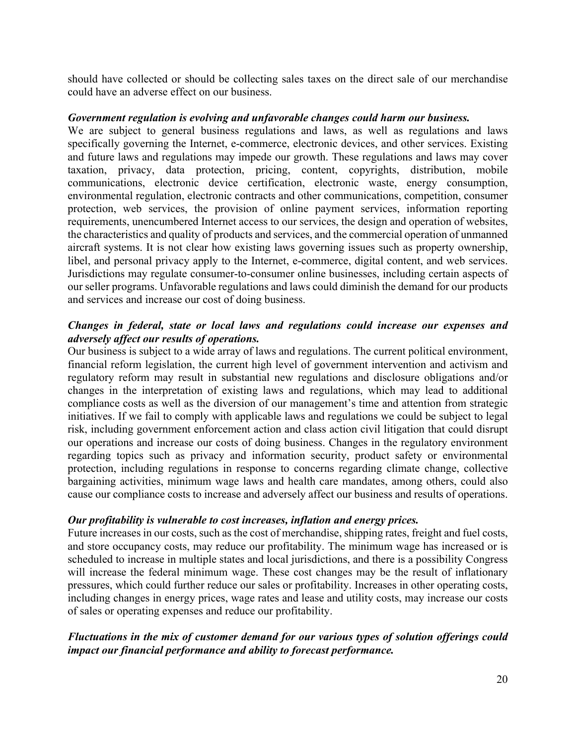should have collected or should be collecting sales taxes on the direct sale of our merchandise could have an adverse effect on our business.

***Government regulation is evolving and unfavorable changes could harm our business.***
We are subject to general business regulations and laws, as well as regulations and laws specifically governing the Internet, e-commerce, electronic devices, and other services. Existing and future laws and regulations may impede our growth. These regulations and laws may cover taxation, privacy, data protection, pricing, content, copyrights, distribution, mobile communications, electronic device certification, electronic waste, energy consumption, environmental regulation, electronic contracts and other communications, competition, consumer protection, web services, the provision of online payment services, information reporting requirements, unencumbered Internet access to our services, the design and operation of websites, the characteristics and quality of products and services, and the commercial operation of unmanned aircraft systems. It is not clear how existing laws governing issues such as property ownership, libel, and personal privacy apply to the Internet, e-commerce, digital content, and web services. Jurisdictions may regulate consumer-to-consumer online businesses, including certain aspects of our seller programs. Unfavorable regulations and laws could diminish the demand for our products and services and increase our cost of doing business.

***Changes in federal, state or local laws and regulations could increase our expenses and adversely affect our results of operations.***
Our business is subject to a wide array of laws and regulations. The current political environment, financial reform legislation, the current high level of government intervention and activism and regulatory reform may result in substantial new regulations and disclosure obligations and/or changes in the interpretation of existing laws and regulations, which may lead to additional compliance costs as well as the diversion of our management's time and attention from strategic initiatives. If we fail to comply with applicable laws and regulations we could be subject to legal risk, including government enforcement action and class action civil litigation that could disrupt our operations and increase our costs of doing business. Changes in the regulatory environment regarding topics such as privacy and information security, product safety or environmental protection, including regulations in response to concerns regarding climate change, collective bargaining activities, minimum wage laws and health care mandates, among others, could also cause our compliance costs to increase and adversely affect our business and results of operations.

***Our profitability is vulnerable to cost increases, inflation and energy prices.***
Future increases in our costs, such as the cost of merchandise, shipping rates, freight and fuel costs, and store occupancy costs, may reduce our profitability. The minimum wage has increased or is scheduled to increase in multiple states and local jurisdictions, and there is a possibility Congress will increase the federal minimum wage. These cost changes may be the result of inflationary pressures, which could further reduce our sales or profitability. Increases in other operating costs, including changes in energy prices, wage rates and lease and utility costs, may increase our costs of sales or operating expenses and reduce our profitability.

***Fluctuations in the mix of customer demand for our various types of solution offerings could impact our financial performance and ability to forecast performance.***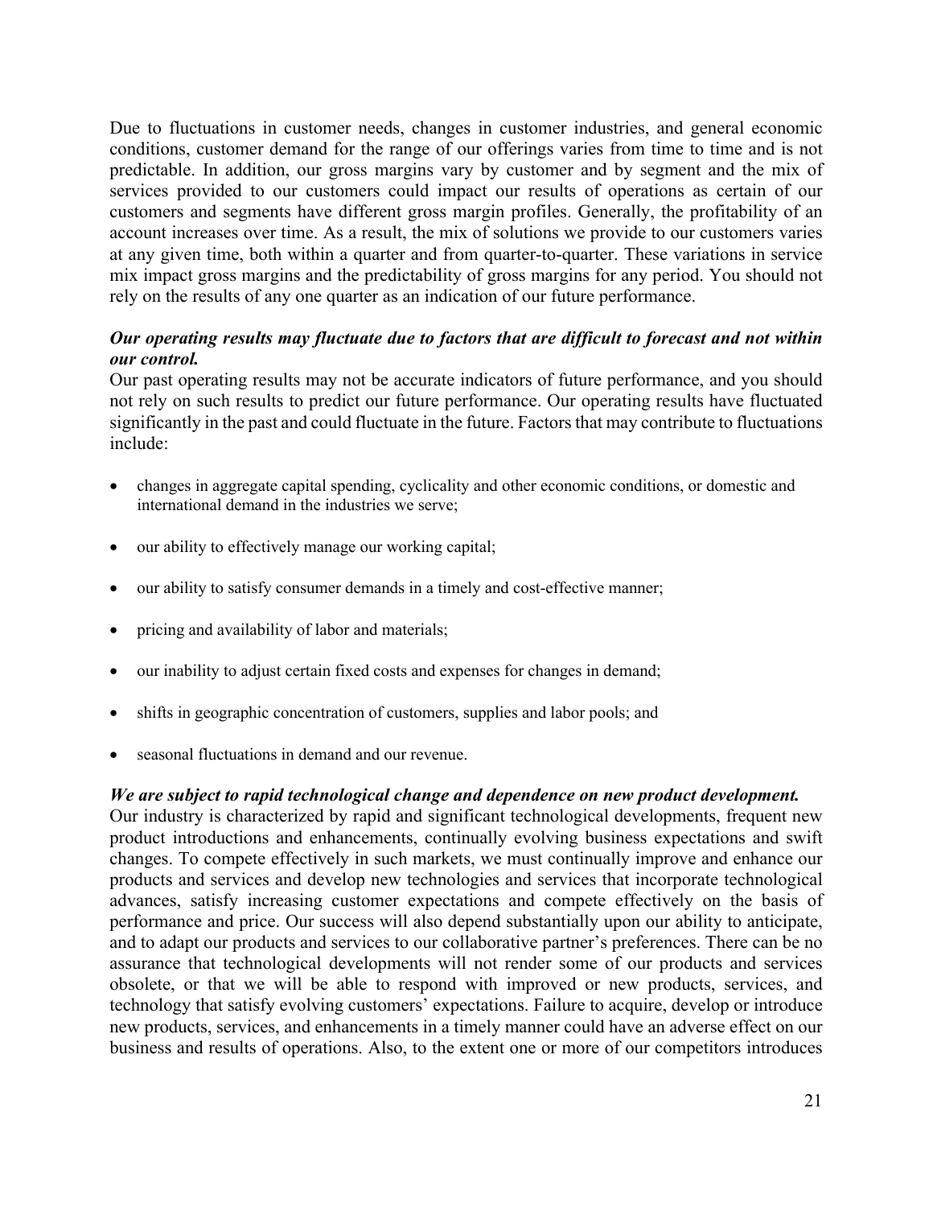Due to fluctuations in customer needs, changes in customer industries, and general economic conditions, customer demand for the range of our offerings varies from time to time and is not predictable. In addition, our gross margins vary by customer and by segment and the mix of services provided to our customers could impact our results of operations as certain of our customers and segments have different gross margin profiles. Generally, the profitability of an account increases over time. As a result, the mix of solutions we provide to our customers varies at any given time, both within a quarter and from quarter-to-quarter. These variations in service mix impact gross margins and the predictability of gross margins for any period. You should not rely on the results of any one quarter as an indication of our future performance.

***Our operating results may fluctuate due to factors that are difficult to forecast and not within our control.***

Our past operating results may not be accurate indicators of future performance, and you should not rely on such results to predict our future performance. Our operating results have fluctuated significantly in the past and could fluctuate in the future. Factors that may contribute to fluctuations include:

- changes in aggregate capital spending, cyclicality and other economic conditions, or domestic and international demand in the industries we serve;
- our ability to effectively manage our working capital;
- our ability to satisfy consumer demands in a timely and cost-effective manner;
- pricing and availability of labor and materials;
- our inability to adjust certain fixed costs and expenses for changes in demand;
- shifts in geographic concentration of customers, supplies and labor pools; and
- seasonal fluctuations in demand and our revenue.

***We are subject to rapid technological change and dependence on new product development.***

Our industry is characterized by rapid and significant technological developments, frequent new product introductions and enhancements, continually evolving business expectations and swift changes. To compete effectively in such markets, we must continually improve and enhance our products and services and develop new technologies and services that incorporate technological advances, satisfy increasing customer expectations and compete effectively on the basis of performance and price. Our success will also depend substantially upon our ability to anticipate, and to adapt our products and services to our collaborative partner's preferences. There can be no assurance that technological developments will not render some of our products and services obsolete, or that we will be able to respond with improved or new products, services, and technology that satisfy evolving customers' expectations. Failure to acquire, develop or introduce new products, services, and enhancements in a timely manner could have an adverse effect on our business and results of operations. Also, to the extent one or more of our competitors introduces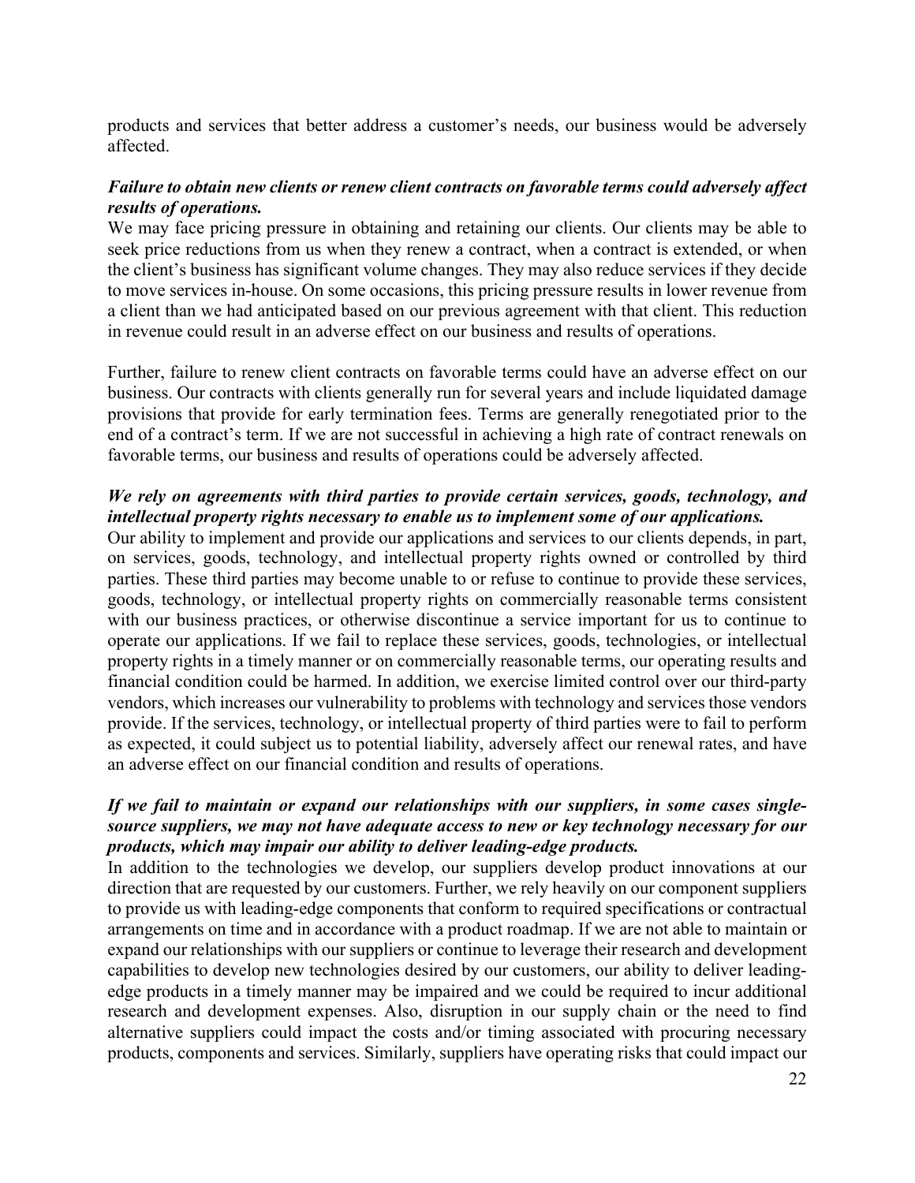products and services that better address a customer's needs, our business would be adversely affected.

***Failure to obtain new clients or renew client contracts on favorable terms could adversely affect results of operations.***

We may face pricing pressure in obtaining and retaining our clients. Our clients may be able to seek price reductions from us when they renew a contract, when a contract is extended, or when the client's business has significant volume changes. They may also reduce services if they decide to move services in-house. On some occasions, this pricing pressure results in lower revenue from a client than we had anticipated based on our previous agreement with that client. This reduction in revenue could result in an adverse effect on our business and results of operations.

Further, failure to renew client contracts on favorable terms could have an adverse effect on our business. Our contracts with clients generally run for several years and include liquidated damage provisions that provide for early termination fees. Terms are generally renegotiated prior to the end of a contract's term. If we are not successful in achieving a high rate of contract renewals on favorable terms, our business and results of operations could be adversely affected.

***We rely on agreements with third parties to provide certain services, goods, technology, and intellectual property rights necessary to enable us to implement some of our applications.***

Our ability to implement and provide our applications and services to our clients depends, in part, on services, goods, technology, and intellectual property rights owned or controlled by third parties. These third parties may become unable to or refuse to continue to provide these services, goods, technology, or intellectual property rights on commercially reasonable terms consistent with our business practices, or otherwise discontinue a service important for us to continue to operate our applications. If we fail to replace these services, goods, technologies, or intellectual property rights in a timely manner or on commercially reasonable terms, our operating results and financial condition could be harmed. In addition, we exercise limited control over our third-party vendors, which increases our vulnerability to problems with technology and services those vendors provide. If the services, technology, or intellectual property of third parties were to fail to perform as expected, it could subject us to potential liability, adversely affect our renewal rates, and have an adverse effect on our financial condition and results of operations.

***If we fail to maintain or expand our relationships with our suppliers, in some cases single-source suppliers, we may not have adequate access to new or key technology necessary for our products, which may impair our ability to deliver leading-edge products.***

In addition to the technologies we develop, our suppliers develop product innovations at our direction that are requested by our customers. Further, we rely heavily on our component suppliers to provide us with leading-edge components that conform to required specifications or contractual arrangements on time and in accordance with a product roadmap. If we are not able to maintain or expand our relationships with our suppliers or continue to leverage their research and development capabilities to develop new technologies desired by our customers, our ability to deliver leading-edge products in a timely manner may be impaired and we could be required to incur additional research and development expenses. Also, disruption in our supply chain or the need to find alternative suppliers could impact the costs and/or timing associated with procuring necessary products, components and services. Similarly, suppliers have operating risks that could impact our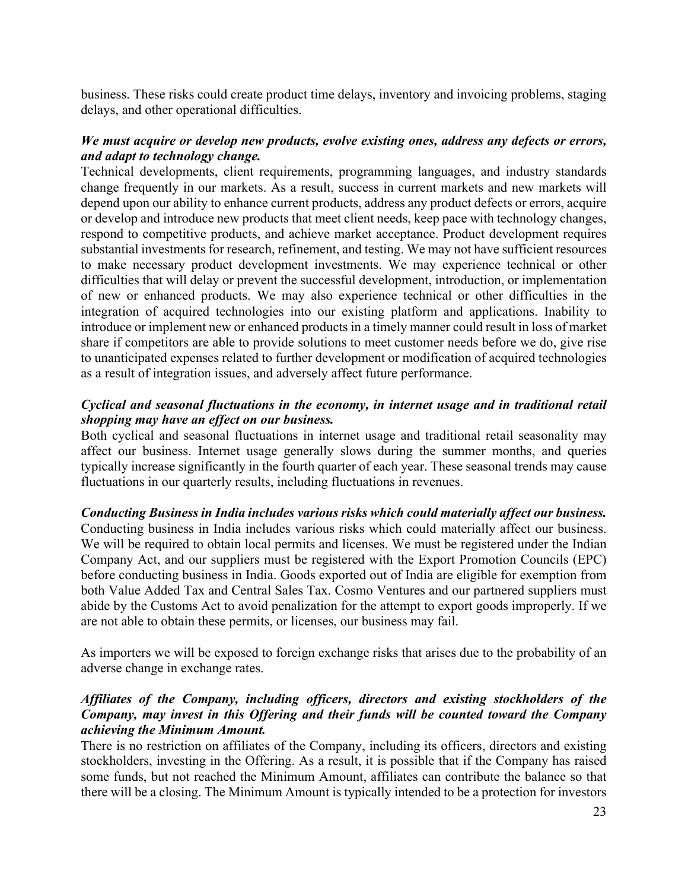business. These risks could create product time delays, inventory and invoicing problems, staging delays, and other operational difficulties.

***We must acquire or develop new products, evolve existing ones, address any defects or errors, and adapt to technology change.***

Technical developments, client requirements, programming languages, and industry standards change frequently in our markets. As a result, success in current markets and new markets will depend upon our ability to enhance current products, address any product defects or errors, acquire or develop and introduce new products that meet client needs, keep pace with technology changes, respond to competitive products, and achieve market acceptance. Product development requires substantial investments for research, refinement, and testing. We may not have sufficient resources to make necessary product development investments. We may experience technical or other difficulties that will delay or prevent the successful development, introduction, or implementation of new or enhanced products. We may also experience technical or other difficulties in the integration of acquired technologies into our existing platform and applications. Inability to introduce or implement new or enhanced products in a timely manner could result in loss of market share if competitors are able to provide solutions to meet customer needs before we do, give rise to unanticipated expenses related to further development or modification of acquired technologies as a result of integration issues, and adversely affect future performance.

***Cyclical and seasonal fluctuations in the economy, in internet usage and in traditional retail shopping may have an effect on our business.***

Both cyclical and seasonal fluctuations in internet usage and traditional retail seasonality may affect our business. Internet usage generally slows during the summer months, and queries typically increase significantly in the fourth quarter of each year. These seasonal trends may cause fluctuations in our quarterly results, including fluctuations in revenues.

***Conducting Business in India includes various risks which could materially affect our business.***

Conducting business in India includes various risks which could materially affect our business. We will be required to obtain local permits and licenses. We must be registered under the Indian Company Act, and our suppliers must be registered with the Export Promotion Councils (EPC) before conducting business in India. Goods exported out of India are eligible for exemption from both Value Added Tax and Central Sales Tax. Cosmo Ventures and our partnered suppliers must abide by the Customs Act to avoid penalization for the attempt to export goods improperly. If we are not able to obtain these permits, or licenses, our business may fail.

As importers we will be exposed to foreign exchange risks that arises due to the probability of an adverse change in exchange rates.

***Affiliates of the Company, including officers, directors and existing stockholders of the Company, may invest in this Offering and their funds will be counted toward the Company achieving the Minimum Amount.***

There is no restriction on affiliates of the Company, including its officers, directors and existing stockholders, investing in the Offering. As a result, it is possible that if the Company has raised some funds, but not reached the Minimum Amount, affiliates can contribute the balance so that there will be a closing. The Minimum Amount is typically intended to be a protection for investors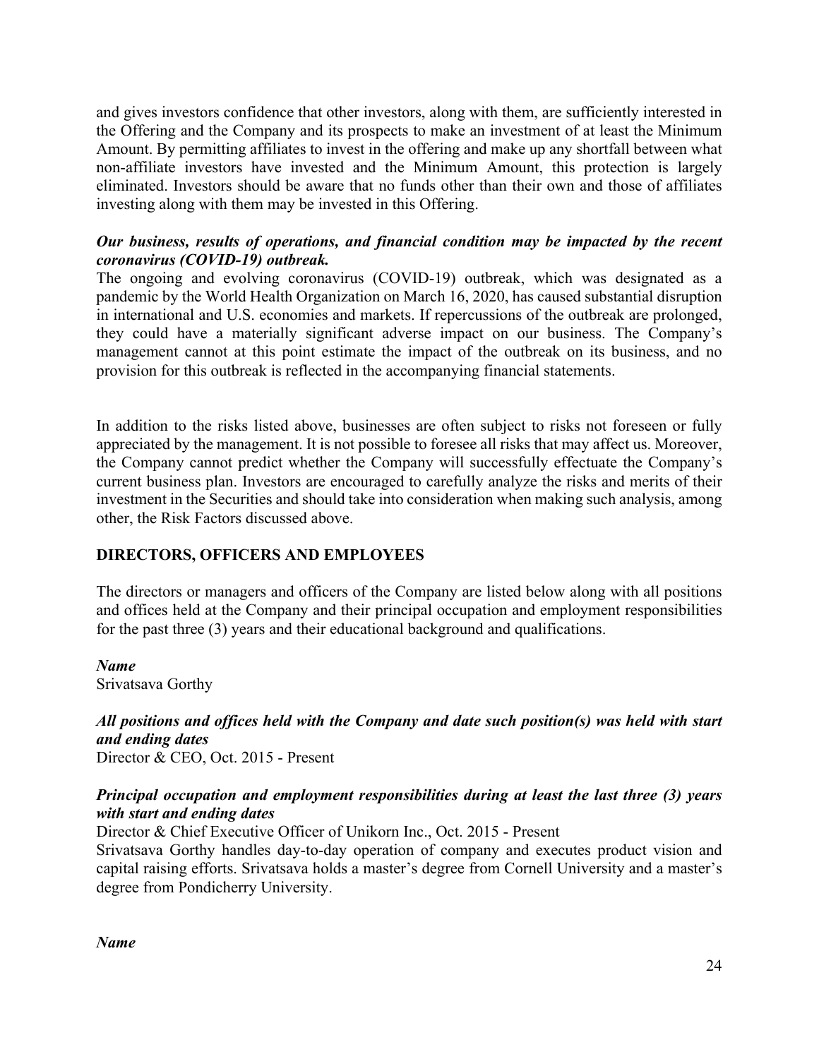and gives investors confidence that other investors, along with them, are sufficiently interested in the Offering and the Company and its prospects to make an investment of at least the Minimum Amount. By permitting affiliates to invest in the offering and make up any shortfall between what non-affiliate investors have invested and the Minimum Amount, this protection is largely eliminated. Investors should be aware that no funds other than their own and those of affiliates investing along with them may be invested in this Offering.

***Our business, results of operations, and financial condition may be impacted by the recent coronavirus (COVID-19) outbreak.***

The ongoing and evolving coronavirus (COVID-19) outbreak, which was designated as a pandemic by the World Health Organization on March 16, 2020, has caused substantial disruption in international and U.S. economies and markets. If repercussions of the outbreak are prolonged, they could have a materially significant adverse impact on our business. The Company's management cannot at this point estimate the impact of the outbreak on its business, and no provision for this outbreak is reflected in the accompanying financial statements.

In addition to the risks listed above, businesses are often subject to risks not foreseen or fully appreciated by the management. It is not possible to foresee all risks that may affect us. Moreover, the Company cannot predict whether the Company will successfully effectuate the Company's current business plan. Investors are encouraged to carefully analyze the risks and merits of their investment in the Securities and should take into consideration when making such analysis, among other, the Risk Factors discussed above.

## DIRECTORS, OFFICERS AND EMPLOYEES

The directors or managers and officers of the Company are listed below along with all positions and offices held at the Company and their principal occupation and employment responsibilities for the past three (3) years and their educational background and qualifications.

***Name***

Srivatsava Gorthy

***All positions and offices held with the Company and date such position(s) was held with start and ending dates***

Director & CEO, Oct. 2015 - Present

***Principal occupation and employment responsibilities during at least the last three (3) years with start and ending dates***

Director & Chief Executive Officer of Unikorn Inc., Oct. 2015 - Present

Srivatsava Gorthy handles day-to-day operation of company and executes product vision and capital raising efforts. Srivatsava holds a master's degree from Cornell University and a master's degree from Pondicherry University.

***Name***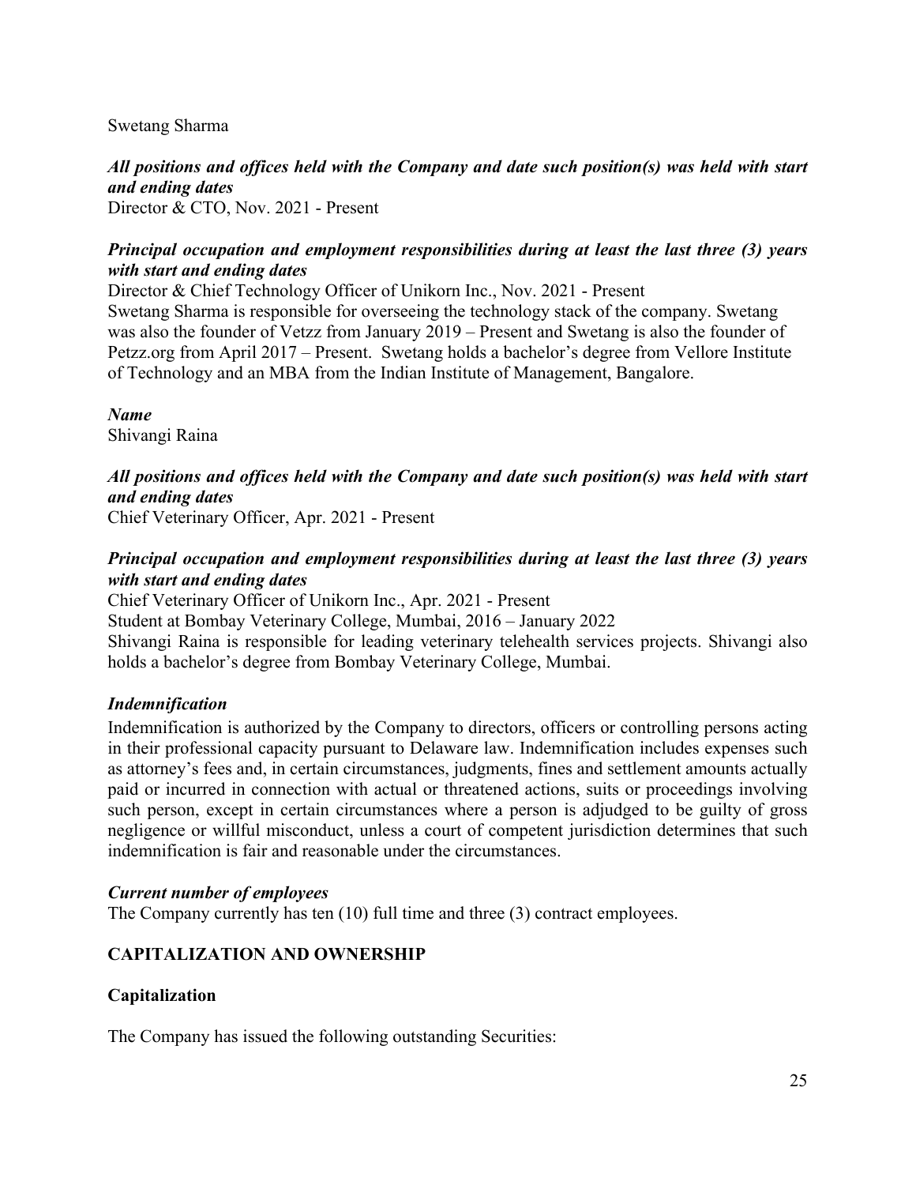Swetang Sharma

***All positions and offices held with the Company and date such position(s) was held with start and ending dates***

Director & CTO, Nov. 2021 - Present

***Principal occupation and employment responsibilities during at least the last three (3) years with start and ending dates***

Director & Chief Technology Officer of Unikorn Inc., Nov. 2021 - Present

Swetang Sharma is responsible for overseeing the technology stack of the company. Swetang was also the founder of Vetzz from January 2019 – Present and Swetang is also the founder of Petzz.org from April 2017 – Present. Swetang holds a bachelor's degree from Vellore Institute of Technology and an MBA from the Indian Institute of Management, Bangalore.

***Name***

Shivangi Raina

***All positions and offices held with the Company and date such position(s) was held with start and ending dates***

Chief Veterinary Officer, Apr. 2021 - Present

***Principal occupation and employment responsibilities during at least the last three (3) years with start and ending dates***

Chief Veterinary Officer of Unikorn Inc., Apr. 2021 - Present

Student at Bombay Veterinary College, Mumbai, 2016 – January 2022

Shivangi Raina is responsible for leading veterinary telehealth services projects. Shivangi also holds a bachelor's degree from Bombay Veterinary College, Mumbai.

***Indemnification***

Indemnification is authorized by the Company to directors, officers or controlling persons acting in their professional capacity pursuant to Delaware law. Indemnification includes expenses such as attorney's fees and, in certain circumstances, judgments, fines and settlement amounts actually paid or incurred in connection with actual or threatened actions, suits or proceedings involving such person, except in certain circumstances where a person is adjudged to be guilty of gross negligence or willful misconduct, unless a court of competent jurisdiction determines that such indemnification is fair and reasonable under the circumstances.

***Current number of employees***

The Company currently has ten (10) full time and three (3) contract employees.

## CAPITALIZATION AND OWNERSHIP

### Capitalization

The Company has issued the following outstanding Securities: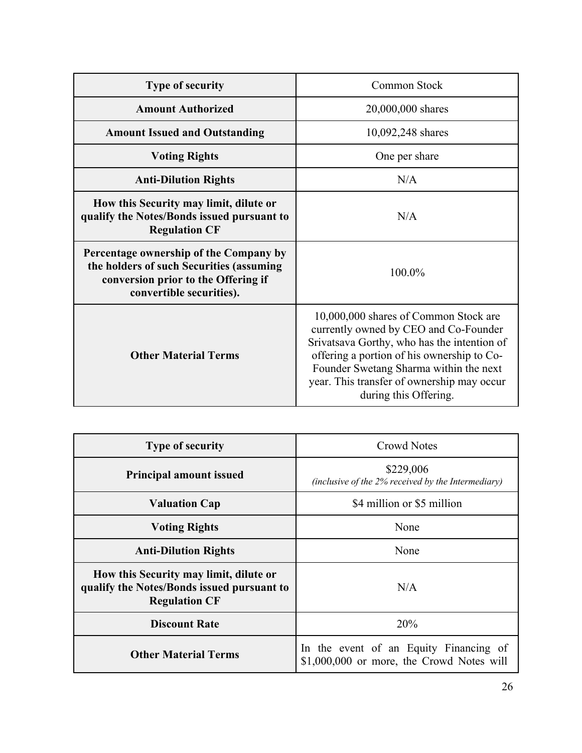| Type of security | Common Stock |
|---|---|
| Amount Authorized | 20,000,000 shares |
| Amount Issued and Outstanding | 10,092,248 shares |
| Voting Rights | One per share |
| Anti-Dilution Rights | N/A |
| How this Security may limit, dilute or qualify the Notes/Bonds issued pursuant to Regulation CF | N/A |
| Percentage ownership of the Company by the holders of such Securities (assuming conversion prior to the Offering if convertible securities). | 100.0% |
| Other Material Terms | 10,000,000 shares of Common Stock are currently owned by CEO and Co-Founder Srivatsava Gorthy, who has the intention of offering a portion of his ownership to Co-Founder Swetang Sharma within the next year. This transfer of ownership may occur during this Offering. |

| Type of security | Crowd Notes |
|---|---|
| Principal amount issued | $229,006 *(inclusive of the 2% received by the Intermediary)* |
| Valuation Cap | $4 million or $5 million |
| Voting Rights | None |
| Anti-Dilution Rights | None |
| How this Security may limit, dilute or qualify the Notes/Bonds issued pursuant to Regulation CF | N/A |
| Discount Rate | 20% |
| Other Material Terms | In the event of an Equity Financing of $1,000,000 or more, the Crowd Notes will |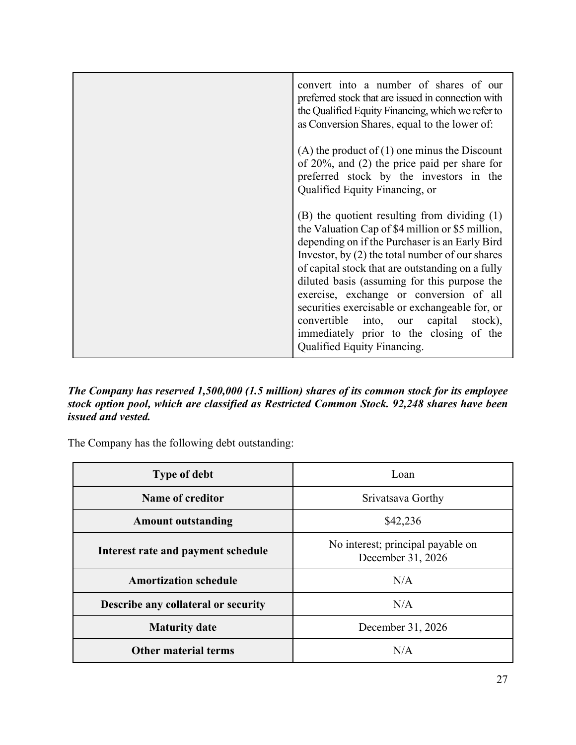| | |
|---|---|
| | convert into a number of shares of our preferred stock that are issued in connection with the Qualified Equity Financing, which we refer to as Conversion Shares, equal to the lower of:<br><br>(A) the product of (1) one minus the Discount of 20%, and (2) the price paid per share for preferred stock by the investors in the Qualified Equity Financing, or<br><br>(B) the quotient resulting from dividing (1) the Valuation Cap of $4 million or $5 million, depending on if the Purchaser is an Early Bird Investor, by (2) the total number of our shares of capital stock that are outstanding on a fully diluted basis (assuming for this purpose the exercise, exchange or conversion of all securities exercisable or exchangeable for, or convertible into, our capital stock), immediately prior to the closing of the Qualified Equity Financing. |

***The Company has reserved 1,500,000 (1.5 million) shares of its common stock for its employee stock option pool, which are classified as Restricted Common Stock. 92,248 shares have been issued and vested.***

The Company has the following debt outstanding:

| **Type of debt** | Loan |
|---|---|
| **Name of creditor** | Srivatsava Gorthy |
| **Amount outstanding** | $42,236 |
| **Interest rate and payment schedule** | No interest; principal payable on December 31, 2026 |
| **Amortization schedule** | N/A |
| **Describe any collateral or security** | N/A |
| **Maturity date** | December 31, 2026 |
| **Other material terms** | N/A |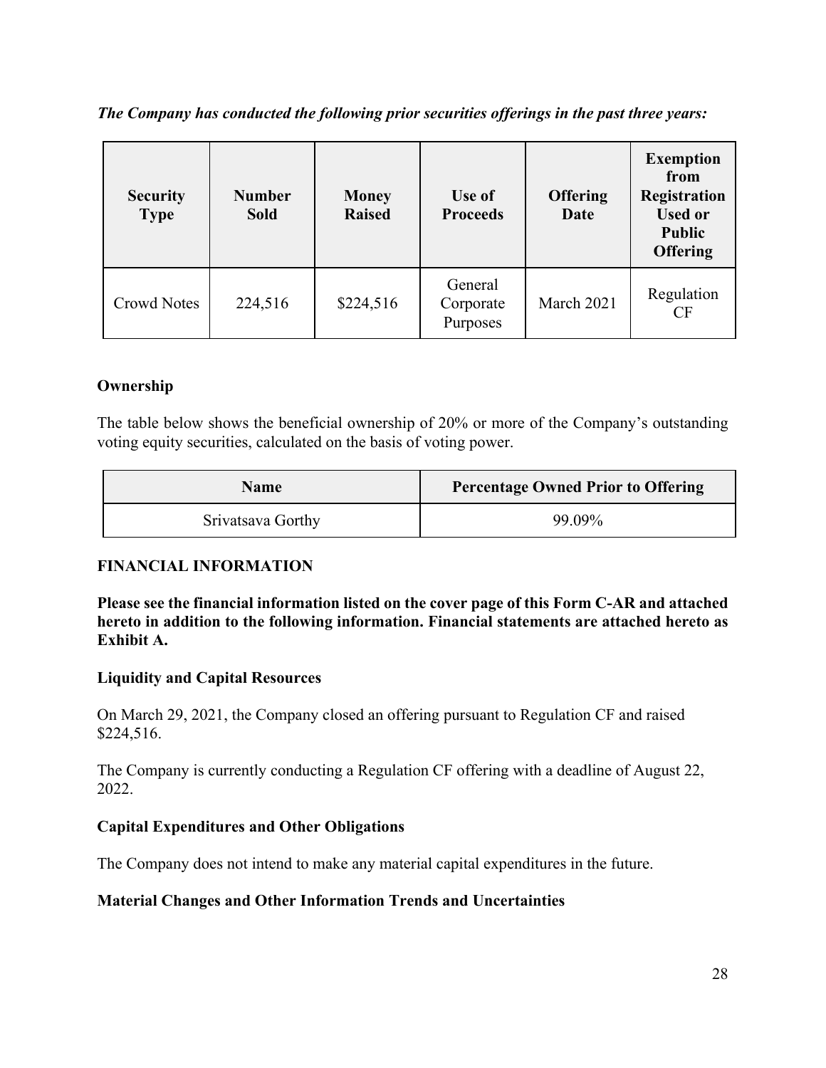***The Company has conducted the following prior securities offerings in the past three years:***

| Security Type | Number Sold | Money Raised | Use of Proceeds | Offering Date | Exemption from Registration Used or Public Offering |
|---|---|---|---|---|---|
| Crowd Notes | 224,516 | $224,516 | General Corporate Purposes | March 2021 | Regulation CF |

**Ownership**

The table below shows the beneficial ownership of 20% or more of the Company's outstanding voting equity securities, calculated on the basis of voting power.

| Name | Percentage Owned Prior to Offering |
|---|---|
| Srivatsava Gorthy | 99.09% |

**FINANCIAL INFORMATION**

**Please see the financial information listed on the cover page of this Form C-AR and attached hereto in addition to the following information. Financial statements are attached hereto as Exhibit A.**

**Liquidity and Capital Resources**

On March 29, 2021, the Company closed an offering pursuant to Regulation CF and raised $224,516.

The Company is currently conducting a Regulation CF offering with a deadline of August 22, 2022.

**Capital Expenditures and Other Obligations**

The Company does not intend to make any material capital expenditures in the future.

**Material Changes and Other Information Trends and Uncertainties**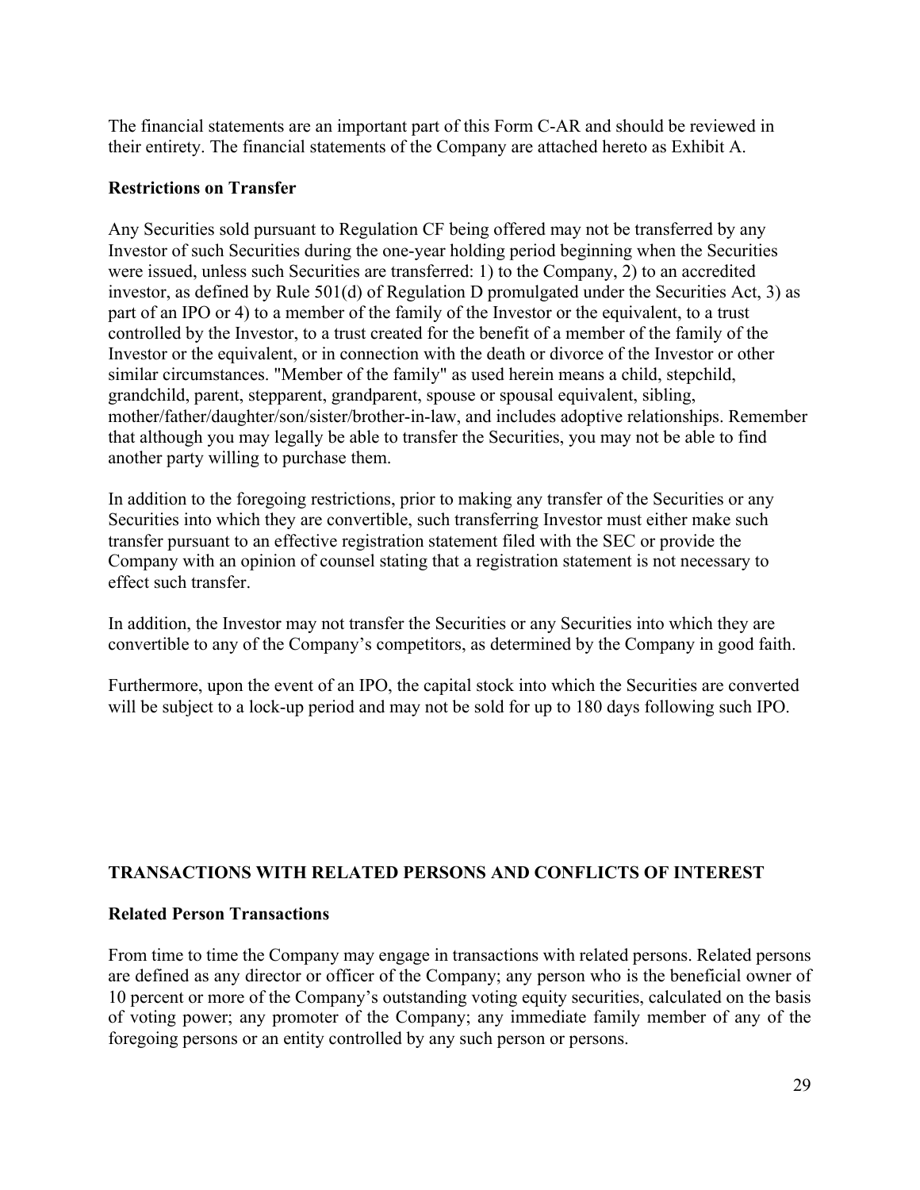The financial statements are an important part of this Form C-AR and should be reviewed in their entirety. The financial statements of the Company are attached hereto as Exhibit A.

### Restrictions on Transfer

Any Securities sold pursuant to Regulation CF being offered may not be transferred by any Investor of such Securities during the one-year holding period beginning when the Securities were issued, unless such Securities are transferred: 1) to the Company, 2) to an accredited investor, as defined by Rule 501(d) of Regulation D promulgated under the Securities Act, 3) as part of an IPO or 4) to a member of the family of the Investor or the equivalent, to a trust controlled by the Investor, to a trust created for the benefit of a member of the family of the Investor or the equivalent, or in connection with the death or divorce of the Investor or other similar circumstances. "Member of the family" as used herein means a child, stepchild, grandchild, parent, stepparent, grandparent, spouse or spousal equivalent, sibling, mother/father/daughter/son/sister/brother-in-law, and includes adoptive relationships. Remember that although you may legally be able to transfer the Securities, you may not be able to find another party willing to purchase them.

In addition to the foregoing restrictions, prior to making any transfer of the Securities or any Securities into which they are convertible, such transferring Investor must either make such transfer pursuant to an effective registration statement filed with the SEC or provide the Company with an opinion of counsel stating that a registration statement is not necessary to effect such transfer.

In addition, the Investor may not transfer the Securities or any Securities into which they are convertible to any of the Company's competitors, as determined by the Company in good faith.

Furthermore, upon the event of an IPO, the capital stock into which the Securities are converted will be subject to a lock-up period and may not be sold for up to 180 days following such IPO.

## TRANSACTIONS WITH RELATED PERSONS AND CONFLICTS OF INTEREST

### Related Person Transactions

From time to time the Company may engage in transactions with related persons. Related persons are defined as any director or officer of the Company; any person who is the beneficial owner of 10 percent or more of the Company's outstanding voting equity securities, calculated on the basis of voting power; any promoter of the Company; any immediate family member of any of the foregoing persons or an entity controlled by any such person or persons.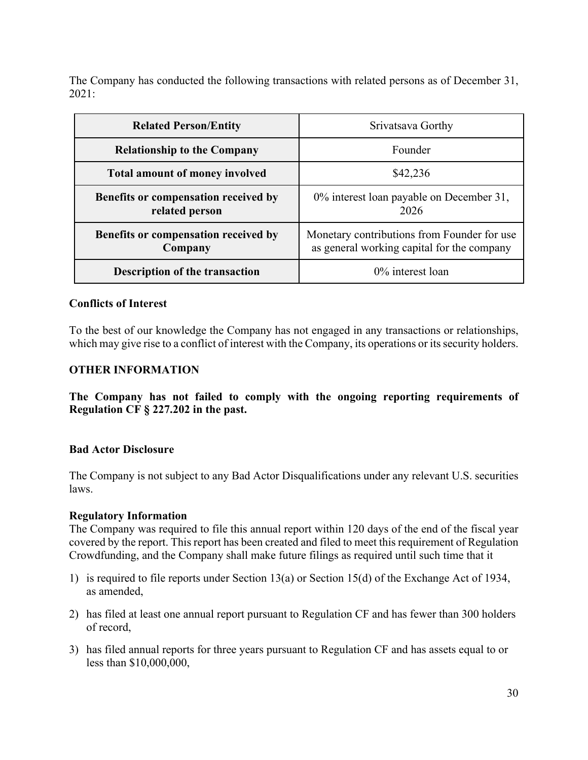The Company has conducted the following transactions with related persons as of December 31, 2021:

| **Related Person/Entity** | Srivatsava Gorthy |
|---|---|
| **Relationship to the Company** | Founder |
| **Total amount of money involved** | $42,236 |
| **Benefits or compensation received by related person** | 0% interest loan payable on December 31, 2026 |
| **Benefits or compensation received by Company** | Monetary contributions from Founder for use as general working capital for the company |
| **Description of the transaction** | 0% interest loan |

**Conflicts of Interest**

To the best of our knowledge the Company has not engaged in any transactions or relationships, which may give rise to a conflict of interest with the Company, its operations or its security holders.

**OTHER INFORMATION**

**The Company has not failed to comply with the ongoing reporting requirements of Regulation CF § 227.202 in the past.**

**Bad Actor Disclosure**

The Company is not subject to any Bad Actor Disqualifications under any relevant U.S. securities laws.

**Regulatory Information**

The Company was required to file this annual report within 120 days of the end of the fiscal year covered by the report. This report has been created and filed to meet this requirement of Regulation Crowdfunding, and the Company shall make future filings as required until such time that it

1) is required to file reports under Section 13(a) or Section 15(d) of the Exchange Act of 1934, as amended,
2) has filed at least one annual report pursuant to Regulation CF and has fewer than 300 holders of record,
3) has filed annual reports for three years pursuant to Regulation CF and has assets equal to or less than $10,000,000,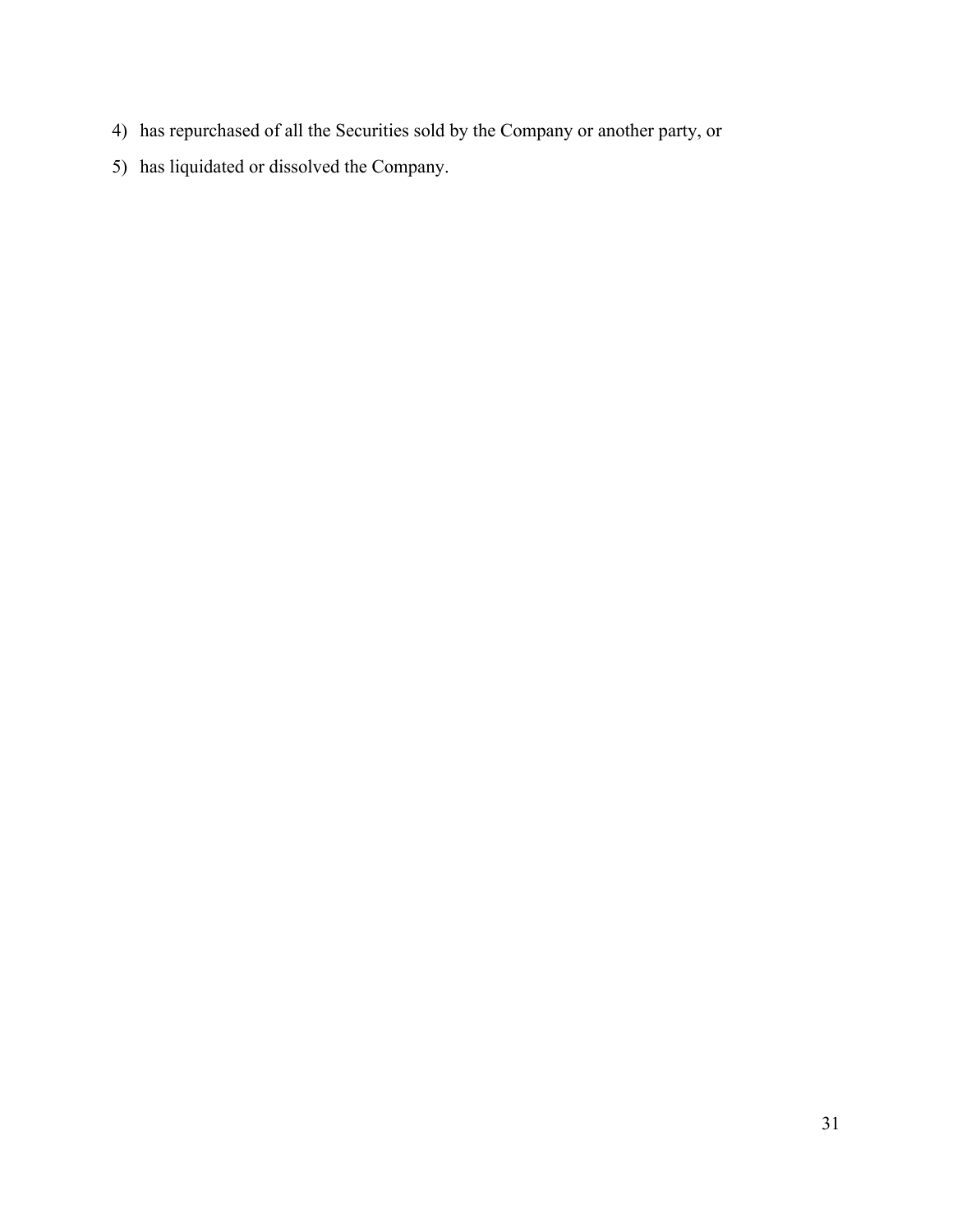4) has repurchased of all the Securities sold by the Company or another party, or
5) has liquidated or dissolved the Company.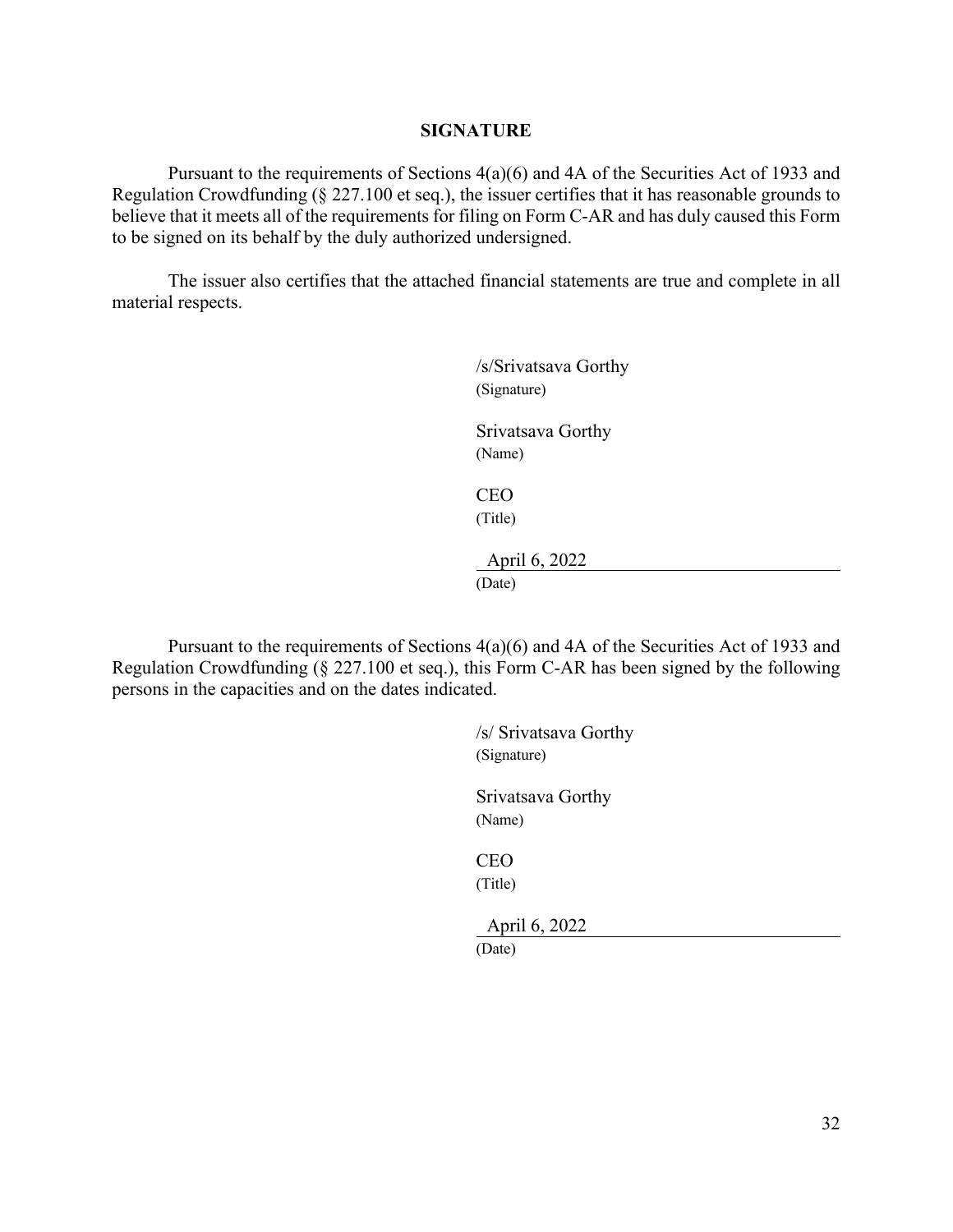## SIGNATURE

Pursuant to the requirements of Sections 4(a)(6) and 4A of the Securities Act of 1933 and Regulation Crowdfunding (§ 227.100 et seq.), the issuer certifies that it has reasonable grounds to believe that it meets all of the requirements for filing on Form C-AR and has duly caused this Form to be signed on its behalf by the duly authorized undersigned.

The issuer also certifies that the attached financial statements are true and complete in all material respects.

/s/Srivatsava Gorthy
(Signature)

Srivatsava Gorthy
(Name)

CEO
(Title)

April 6, 2022
(Date)

Pursuant to the requirements of Sections 4(a)(6) and 4A of the Securities Act of 1933 and Regulation Crowdfunding (§ 227.100 et seq.), this Form C-AR has been signed by the following persons in the capacities and on the dates indicated.

/s/ Srivatsava Gorthy
(Signature)

Srivatsava Gorthy
(Name)

CEO
(Title)

April 6, 2022
(Date)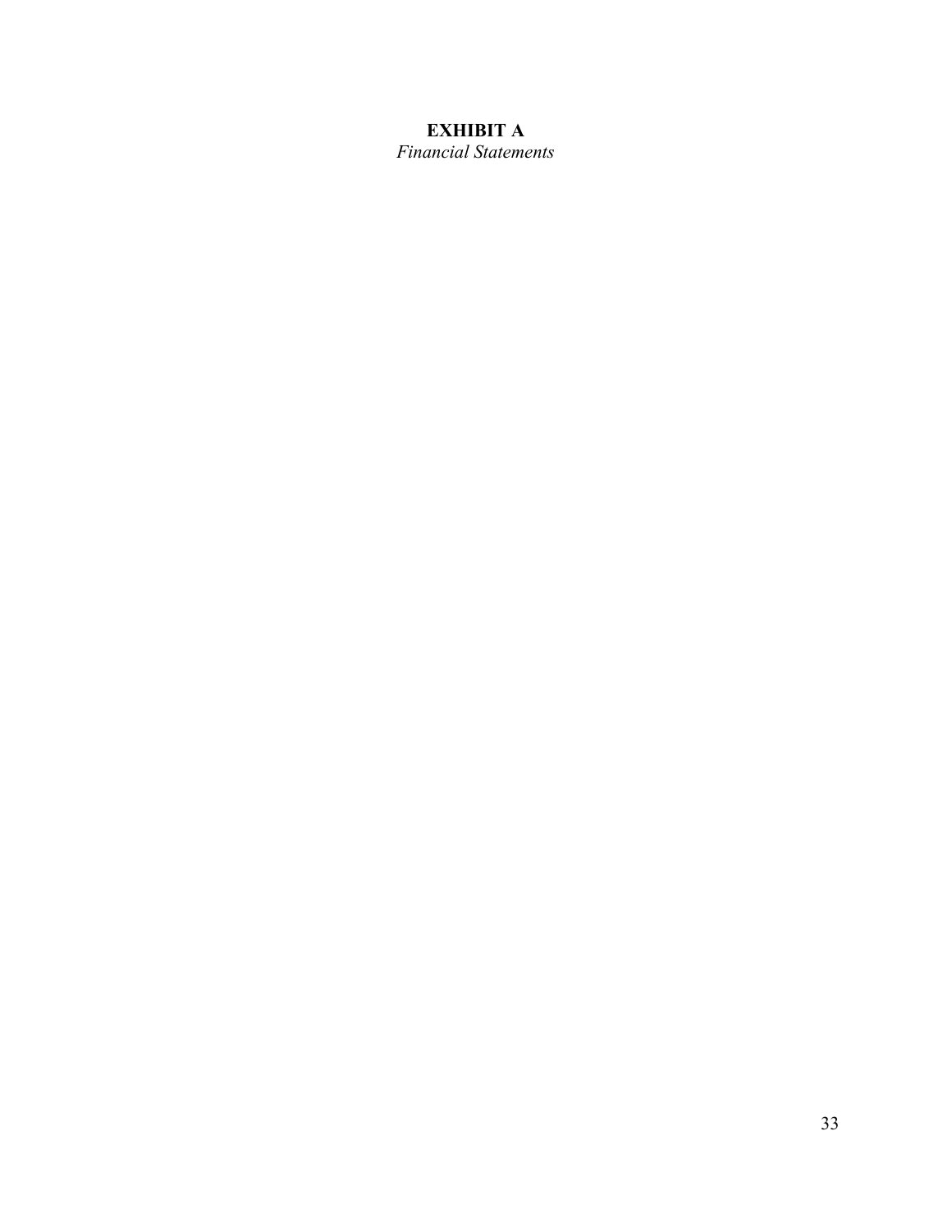# EXHIBIT A

*Financial Statements*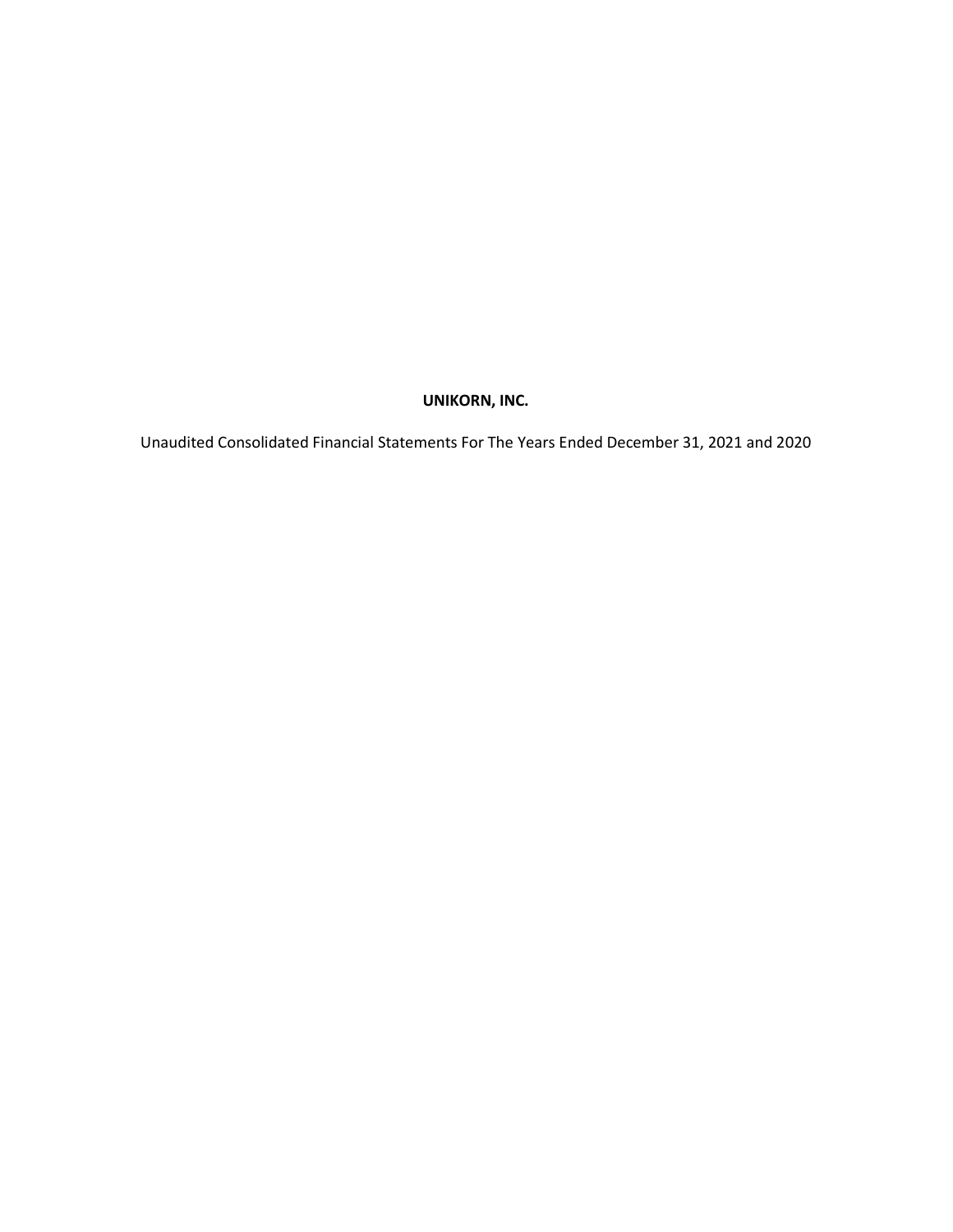**UNIKORN, INC.**

Unaudited Consolidated Financial Statements For The Years Ended December 31, 2021 and 2020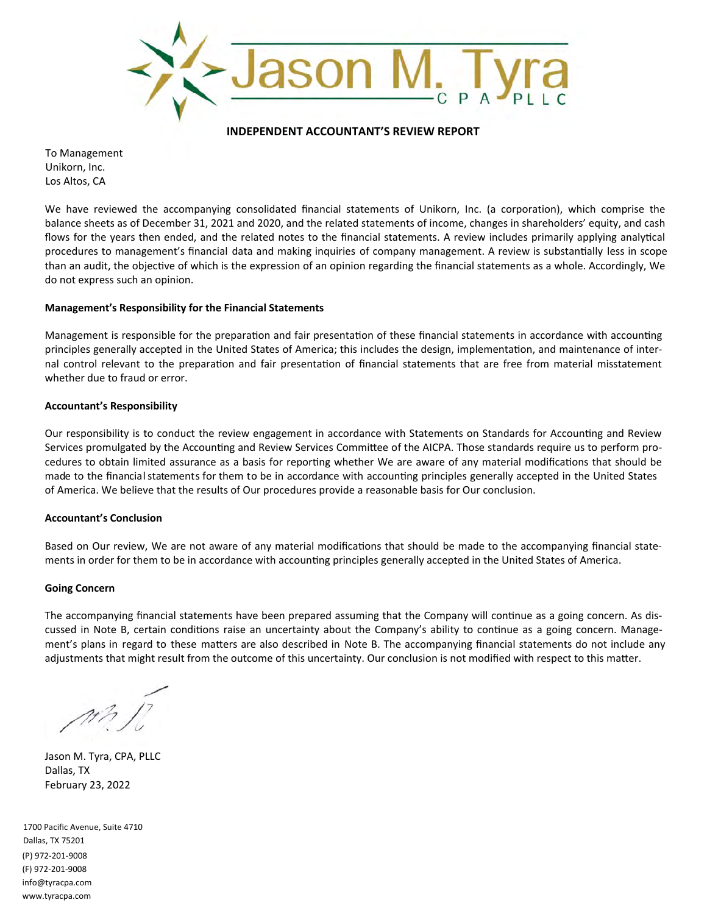Jason M. Tyra
C P A PLLC

## INDEPENDENT ACCOUNTANT'S REVIEW REPORT

To Management
Unikorn, Inc.
Los Altos, CA

We have reviewed the accompanying consolidated financial statements of Unikorn, Inc. (a corporation), which comprise the balance sheets as of December 31, 2021 and 2020, and the related statements of income, changes in shareholders' equity, and cash flows for the years then ended, and the related notes to the financial statements. A review includes primarily applying analytical procedures to management's financial data and making inquiries of company management. A review is substantially less in scope than an audit, the objective of which is the expression of an opinion regarding the financial statements as a whole. Accordingly, We do not express such an opinion.

**Management's Responsibility for the Financial Statements**

Management is responsible for the preparation and fair presentation of these financial statements in accordance with accounting principles generally accepted in the United States of America; this includes the design, implementation, and maintenance of internal control relevant to the preparation and fair presentation of financial statements that are free from material misstatement whether due to fraud or error.

**Accountant's Responsibility**

Our responsibility is to conduct the review engagement in accordance with Statements on Standards for Accounting and Review Services promulgated by the Accounting and Review Services Committee of the AICPA. Those standards require us to perform procedures to obtain limited assurance as a basis for reporting whether We are aware of any material modifications that should be made to the financial statements for them to be in accordance with accounting principles generally accepted in the United States of America. We believe that the results of Our procedures provide a reasonable basis for Our conclusion.

**Accountant's Conclusion**

Based on Our review, We are not aware of any material modifications that should be made to the accompanying financial statements in order for them to be in accordance with accounting principles generally accepted in the United States of America.

**Going Concern**

The accompanying financial statements have been prepared assuming that the Company will continue as a going concern. As discussed in Note B, certain conditions raise an uncertainty about the Company's ability to continue as a going concern. Management's plans in regard to these matters are also described in Note B. The accompanying financial statements do not include any adjustments that might result from the outcome of this uncertainty. Our conclusion is not modified with respect to this matter.

Jason M. Tyra, CPA, PLLC
Dallas, TX
February 23, 2022

1700 Pacific Avenue, Suite 4710
Dallas, TX 75201
(P) 972-201-9008
(F) 972-201-9008
info@tyracpa.com
www.tyracpa.com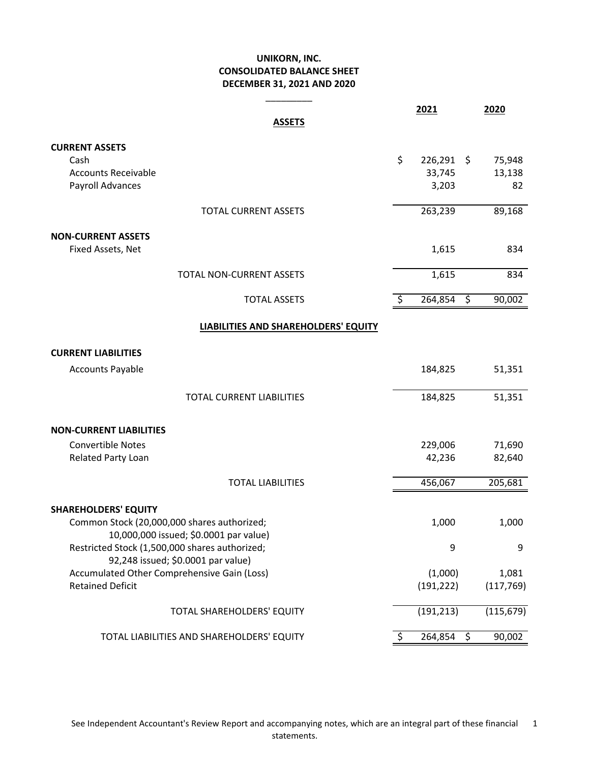# UNIKORN, INC.
## CONSOLIDATED BALANCE SHEET
## DECEMBER 31, 2021 AND 2020

| | 2021 | 2020 |
|---|---|---|
| **ASSETS** | | |
| **CURRENT ASSETS** | | |
| Cash | $ 226,291 | $ 75,948 |
| Accounts Receivable | 33,745 | 13,138 |
| Payroll Advances | 3,203 | 82 |
| TOTAL CURRENT ASSETS | 263,239 | 89,168 |
| **NON-CURRENT ASSETS** | | |
| Fixed Assets, Net | 1,615 | 834 |
| TOTAL NON-CURRENT ASSETS | 1,615 | 834 |
| TOTAL ASSETS | $ 264,854 | $ 90,002 |
| **LIABILITIES AND SHAREHOLDERS' EQUITY** | | |
| **CURRENT LIABILITIES** | | |
| Accounts Payable | 184,825 | 51,351 |
| TOTAL CURRENT LIABILITIES | 184,825 | 51,351 |
| **NON-CURRENT LIABILITIES** | | |
| Convertible Notes | 229,006 | 71,690 |
| Related Party Loan | 42,236 | 82,640 |
| TOTAL LIABILITIES | 456,067 | 205,681 |
| **SHAREHOLDERS' EQUITY** | | |
| Common Stock (20,000,000 shares authorized; 10,000,000 issued; $0.0001 par value) | 1,000 | 1,000 |
| Restricted Stock (1,500,000 shares authorized; 92,248 issued; $0.0001 par value) | 9 | 9 |
| Accumulated Other Comprehensive Gain (Loss) | (1,000) | 1,081 |
| Retained Deficit | (191,222) | (117,769) |
| TOTAL SHAREHOLDERS' EQUITY | (191,213) | (115,679) |
| TOTAL LIABILITIES AND SHAREHOLDERS' EQUITY | $ 264,854 | $ 90,002 |

See Independent Accountant's Review Report and accompanying notes, which are an integral part of these financial statements.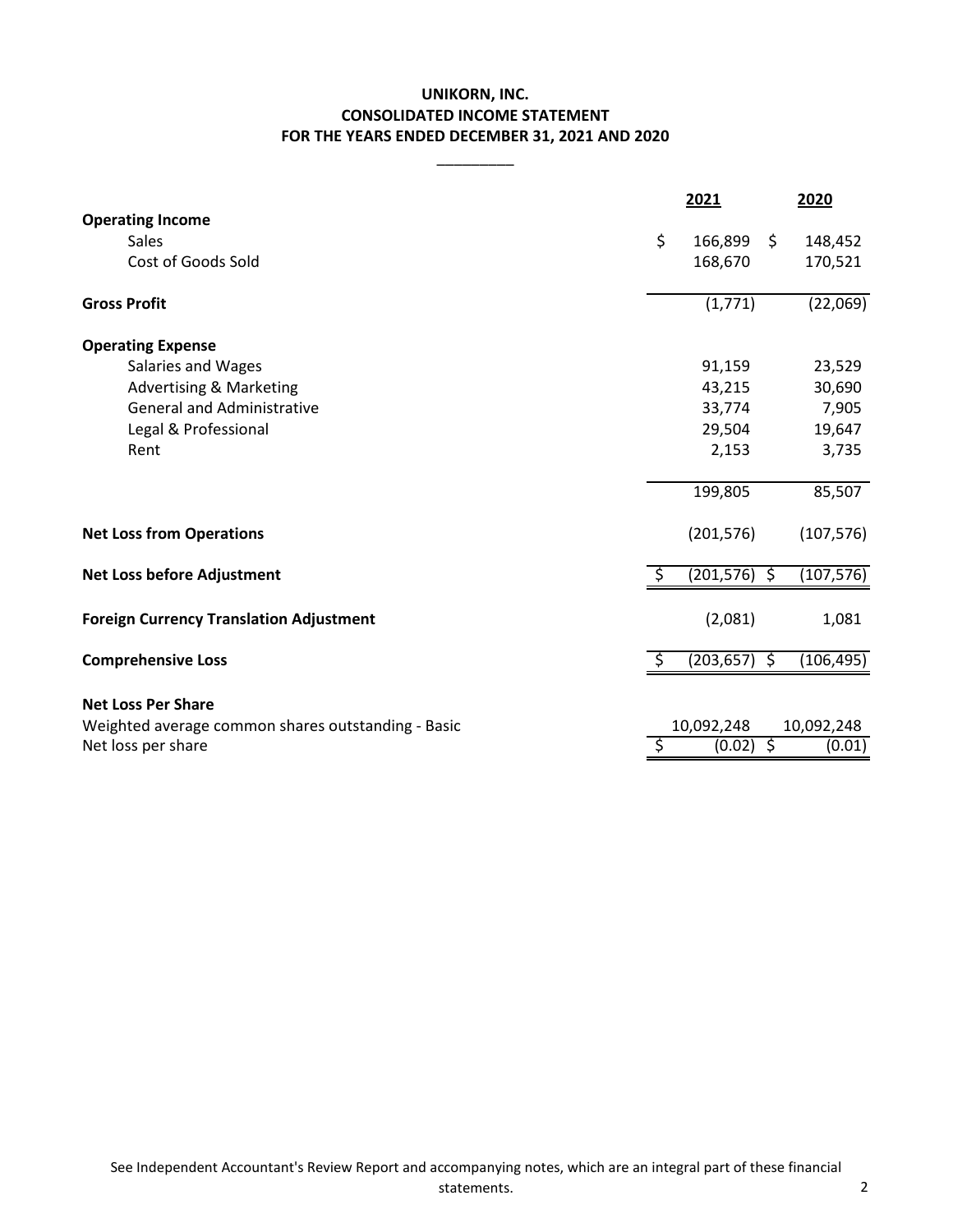# UNIKORN, INC.
## CONSOLIDATED INCOME STATEMENT
## FOR THE YEARS ENDED DECEMBER 31, 2021 AND 2020

| | 2021 | 2020 |
|---|---|---|
| **Operating Income** | | |
| Sales | $ 166,899 | $ 148,452 |
| Cost of Goods Sold | 168,670 | 170,521 |
| **Gross Profit** | (1,771) | (22,069) |
| **Operating Expense** | | |
| Salaries and Wages | 91,159 | 23,529 |
| Advertising & Marketing | 43,215 | 30,690 |
| General and Administrative | 33,774 | 7,905 |
| Legal & Professional | 29,504 | 19,647 |
| Rent | 2,153 | 3,735 |
| | 199,805 | 85,507 |
| **Net Loss from Operations** | (201,576) | (107,576) |
| **Net Loss before Adjustment** | $ (201,576) | $ (107,576) |
| **Foreign Currency Translation Adjustment** | (2,081) | 1,081 |
| **Comprehensive Loss** | $ (203,657) | $ (106,495) |
| **Net Loss Per Share** | | |
| Weighted average common shares outstanding - Basic | 10,092,248 | 10,092,248 |
| Net loss per share | $ (0.02) | $ (0.01) |

See Independent Accountant's Review Report and accompanying notes, which are an integral part of these financial statements.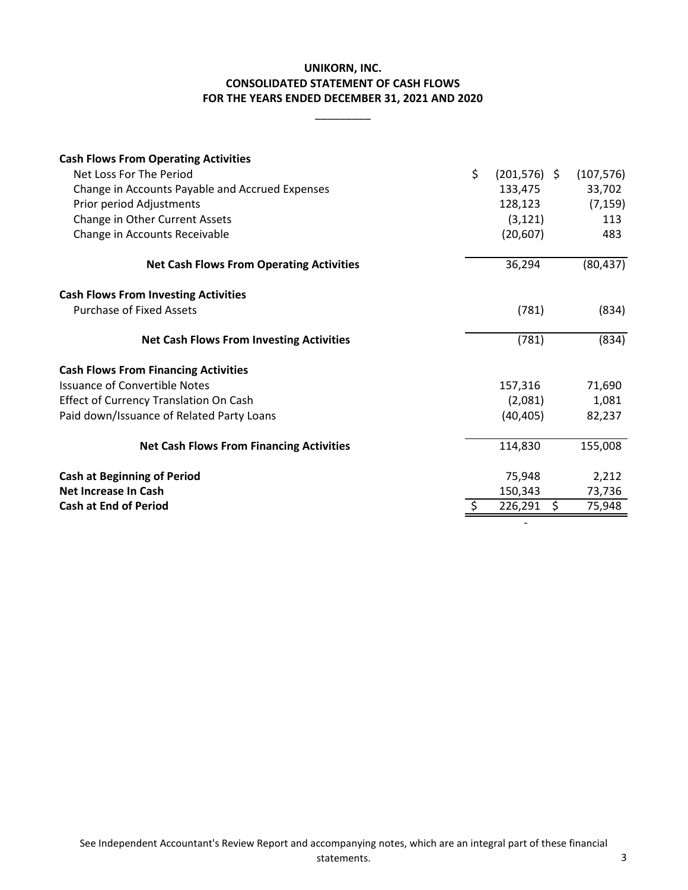**UNIKORN, INC.**
**CONSOLIDATED STATEMENT OF CASH FLOWS**
**FOR THE YEARS ENDED DECEMBER 31, 2021 AND 2020**

| | 2021 | 2020 |
|---|---|---|
| **Cash Flows From Operating Activities** | | |
| Net Loss For The Period | $ (201,576) | $ (107,576) |
| Change in Accounts Payable and Accrued Expenses | 133,475 | 33,702 |
| Prior period Adjustments | 128,123 | (7,159) |
| Change in Other Current Assets | (3,121) | 113 |
| Change in Accounts Receivable | (20,607) | 483 |
| **Net Cash Flows From Operating Activities** | 36,294 | (80,437) |
| **Cash Flows From Investing Activities** | | |
| Purchase of Fixed Assets | (781) | (834) |
| **Net Cash Flows From Investing Activities** | (781) | (834) |
| **Cash Flows From Financing Activities** | | |
| Issuance of Convertible Notes | 157,316 | 71,690 |
| Effect of Currency Translation On Cash | (2,081) | 1,081 |
| Paid down/Issuance of Related Party Loans | (40,405) | 82,237 |
| **Net Cash Flows From Financing Activities** | 114,830 | 155,008 |
| **Cash at Beginning of Period** | 75,948 | 2,212 |
| **Net Increase In Cash** | 150,343 | 73,736 |
| **Cash at End of Period** | $ 226,291 | $ 75,948 |
| | - | |

See Independent Accountant's Review Report and accompanying notes, which are an integral part of these financial statements.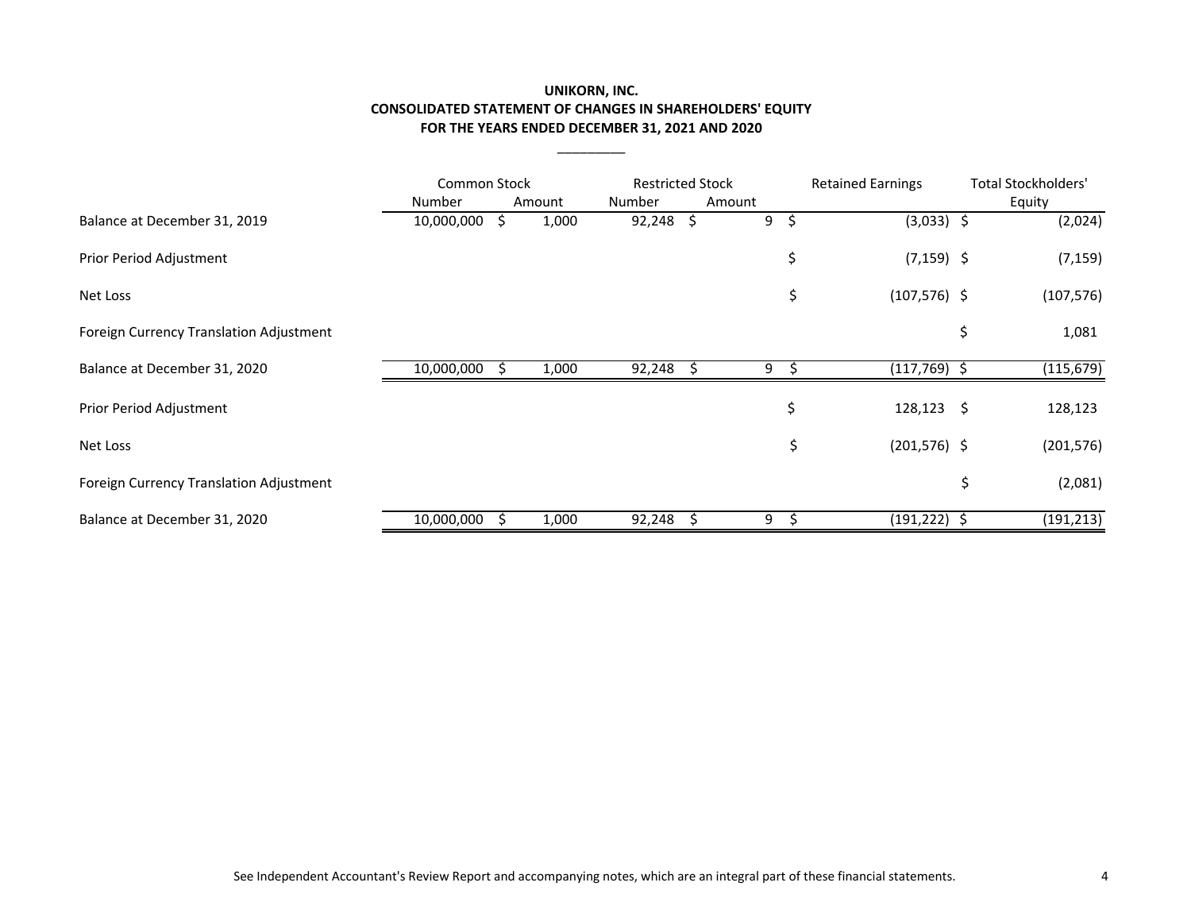# UNIKORN, INC.
## CONSOLIDATED STATEMENT OF CHANGES IN SHAREHOLDERS' EQUITY
## FOR THE YEARS ENDED DECEMBER 31, 2021 AND 2020

| | Common Stock | | Restricted Stock | | Retained Earnings | Total Stockholders' Equity |
|---|---|---|---|---|---|---|
| | Number | Amount | Number | Amount | | |
| Balance at December 31, 2019 | 10,000,000 | $ 1,000 | 92,248 | $ 9 | $ (3,033) | $ (2,024) |
| Prior Period Adjustment | | | | | $ (7,159) | $ (7,159) |
| Net Loss | | | | | $ (107,576) | $ (107,576) |
| Foreign Currency Translation Adjustment | | | | | | $ 1,081 |
| Balance at December 31, 2020 | 10,000,000 | $ 1,000 | 92,248 | $ 9 | $ (117,769) | $ (115,679) |
| Prior Period Adjustment | | | | | $ 128,123 | $ 128,123 |
| Net Loss | | | | | $ (201,576) | $ (201,576) |
| Foreign Currency Translation Adjustment | | | | | | $ (2,081) |
| Balance at December 31, 2020 | 10,000,000 | $ 1,000 | 92,248 | $ 9 | $ (191,222) | $ (191,213) |

See Independent Accountant's Review Report and accompanying notes, which are an integral part of these financial statements.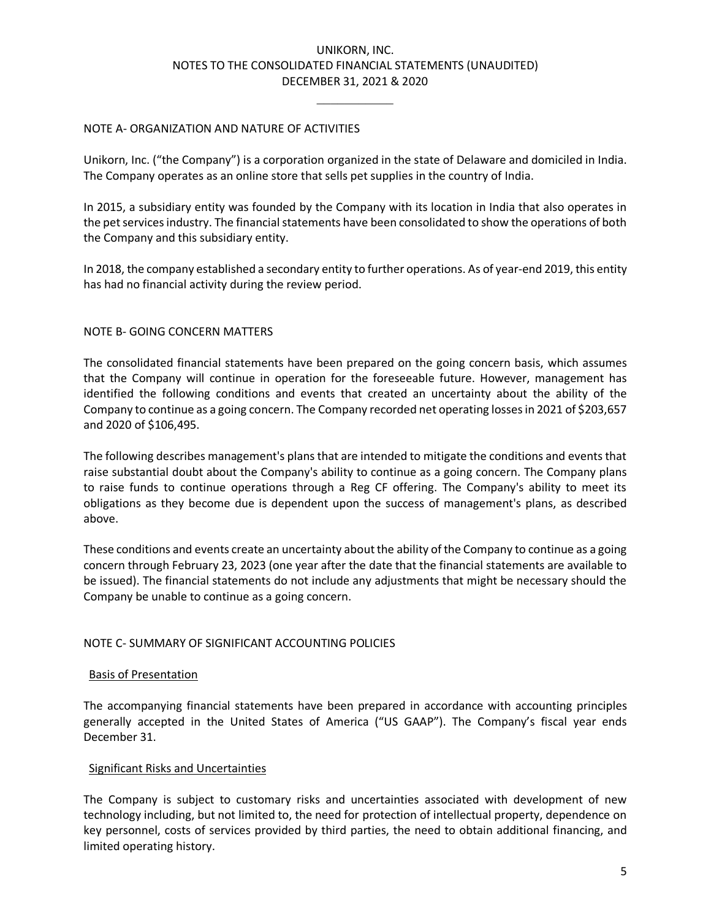# UNIKORN, INC.
## NOTES TO THE CONSOLIDATED FINANCIAL STATEMENTS (UNAUDITED)
## DECEMBER 31, 2021 & 2020

### NOTE A- ORGANIZATION AND NATURE OF ACTIVITIES

Unikorn, Inc. ("the Company") is a corporation organized in the state of Delaware and domiciled in India. The Company operates as an online store that sells pet supplies in the country of India.

In 2015, a subsidiary entity was founded by the Company with its location in India that also operates in the pet services industry. The financial statements have been consolidated to show the operations of both the Company and this subsidiary entity.

In 2018, the company established a secondary entity to further operations. As of year-end 2019, this entity has had no financial activity during the review period.

### NOTE B- GOING CONCERN MATTERS

The consolidated financial statements have been prepared on the going concern basis, which assumes that the Company will continue in operation for the foreseeable future. However, management has identified the following conditions and events that created an uncertainty about the ability of the Company to continue as a going concern. The Company recorded net operating losses in 2021 of $203,657 and 2020 of $106,495.

The following describes management's plans that are intended to mitigate the conditions and events that raise substantial doubt about the Company's ability to continue as a going concern. The Company plans to raise funds to continue operations through a Reg CF offering. The Company's ability to meet its obligations as they become due is dependent upon the success of management's plans, as described above.

These conditions and events create an uncertainty about the ability of the Company to continue as a going concern through February 23, 2023 (one year after the date that the financial statements are available to be issued). The financial statements do not include any adjustments that might be necessary should the Company be unable to continue as a going concern.

### NOTE C- SUMMARY OF SIGNIFICANT ACCOUNTING POLICIES

#### Basis of Presentation

The accompanying financial statements have been prepared in accordance with accounting principles generally accepted in the United States of America ("US GAAP"). The Company's fiscal year ends December 31.

#### Significant Risks and Uncertainties

The Company is subject to customary risks and uncertainties associated with development of new technology including, but not limited to, the need for protection of intellectual property, dependence on key personnel, costs of services provided by third parties, the need to obtain additional financing, and limited operating history.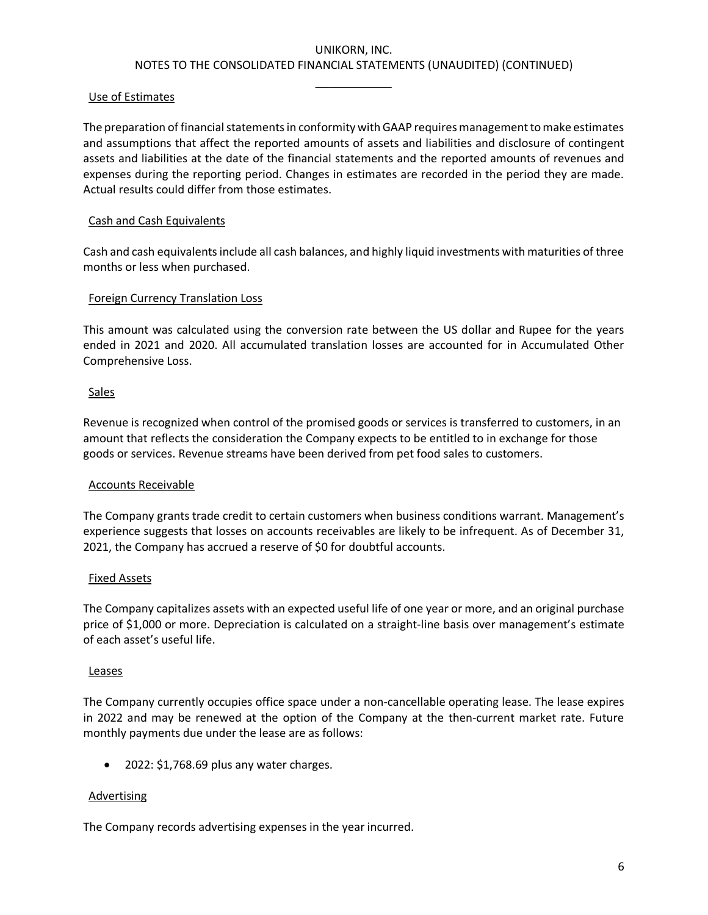### Use of Estimates

The preparation of financial statements in conformity with GAAP requires management to make estimates and assumptions that affect the reported amounts of assets and liabilities and disclosure of contingent assets and liabilities at the date of the financial statements and the reported amounts of revenues and expenses during the reporting period. Changes in estimates are recorded in the period they are made. Actual results could differ from those estimates.

### Cash and Cash Equivalents

Cash and cash equivalents include all cash balances, and highly liquid investments with maturities of three months or less when purchased.

### Foreign Currency Translation Loss

This amount was calculated using the conversion rate between the US dollar and Rupee for the years ended in 2021 and 2020. All accumulated translation losses are accounted for in Accumulated Other Comprehensive Loss.

### Sales

Revenue is recognized when control of the promised goods or services is transferred to customers, in an amount that reflects the consideration the Company expects to be entitled to in exchange for those goods or services. Revenue streams have been derived from pet food sales to customers.

### Accounts Receivable

The Company grants trade credit to certain customers when business conditions warrant. Management's experience suggests that losses on accounts receivables are likely to be infrequent. As of December 31, 2021, the Company has accrued a reserve of $0 for doubtful accounts.

### Fixed Assets

The Company capitalizes assets with an expected useful life of one year or more, and an original purchase price of $1,000 or more. Depreciation is calculated on a straight-line basis over management's estimate of each asset's useful life.

### Leases

The Company currently occupies office space under a non-cancellable operating lease. The lease expires in 2022 and may be renewed at the option of the Company at the then-current market rate. Future monthly payments due under the lease are as follows:

- 2022: $1,768.69 plus any water charges.

### Advertising

The Company records advertising expenses in the year incurred.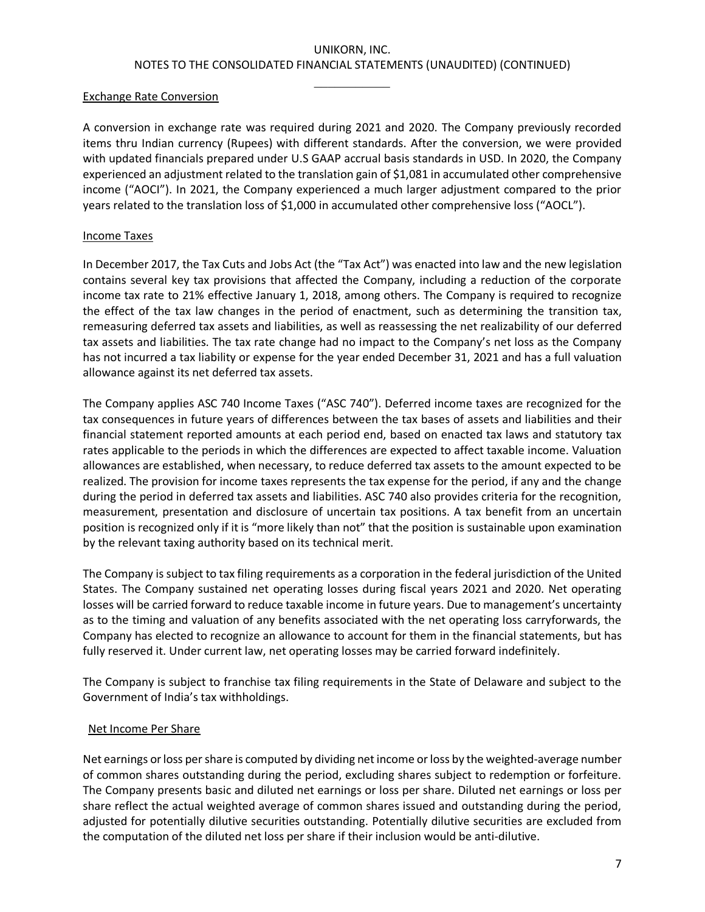#### Exchange Rate Conversion

A conversion in exchange rate was required during 2021 and 2020. The Company previously recorded items thru Indian currency (Rupees) with different standards. After the conversion, we were provided with updated financials prepared under U.S GAAP accrual basis standards in USD. In 2020, the Company experienced an adjustment related to the translation gain of $1,081 in accumulated other comprehensive income ("AOCI"). In 2021, the Company experienced a much larger adjustment compared to the prior years related to the translation loss of $1,000 in accumulated other comprehensive loss ("AOCL").

#### Income Taxes

In December 2017, the Tax Cuts and Jobs Act (the "Tax Act") was enacted into law and the new legislation contains several key tax provisions that affected the Company, including a reduction of the corporate income tax rate to 21% effective January 1, 2018, among others. The Company is required to recognize the effect of the tax law changes in the period of enactment, such as determining the transition tax, remeasuring deferred tax assets and liabilities, as well as reassessing the net realizability of our deferred tax assets and liabilities. The tax rate change had no impact to the Company's net loss as the Company has not incurred a tax liability or expense for the year ended December 31, 2021 and has a full valuation allowance against its net deferred tax assets.

The Company applies ASC 740 Income Taxes ("ASC 740"). Deferred income taxes are recognized for the tax consequences in future years of differences between the tax bases of assets and liabilities and their financial statement reported amounts at each period end, based on enacted tax laws and statutory tax rates applicable to the periods in which the differences are expected to affect taxable income. Valuation allowances are established, when necessary, to reduce deferred tax assets to the amount expected to be realized. The provision for income taxes represents the tax expense for the period, if any and the change during the period in deferred tax assets and liabilities. ASC 740 also provides criteria for the recognition, measurement, presentation and disclosure of uncertain tax positions. A tax benefit from an uncertain position is recognized only if it is "more likely than not" that the position is sustainable upon examination by the relevant taxing authority based on its technical merit.

The Company is subject to tax filing requirements as a corporation in the federal jurisdiction of the United States. The Company sustained net operating losses during fiscal years 2021 and 2020. Net operating losses will be carried forward to reduce taxable income in future years. Due to management's uncertainty as to the timing and valuation of any benefits associated with the net operating loss carryforwards, the Company has elected to recognize an allowance to account for them in the financial statements, but has fully reserved it. Under current law, net operating losses may be carried forward indefinitely.

The Company is subject to franchise tax filing requirements in the State of Delaware and subject to the Government of India's tax withholdings.

#### Net Income Per Share

Net earnings or loss per share is computed by dividing net income or loss by the weighted-average number of common shares outstanding during the period, excluding shares subject to redemption or forfeiture. The Company presents basic and diluted net earnings or loss per share. Diluted net earnings or loss per share reflect the actual weighted average of common shares issued and outstanding during the period, adjusted for potentially dilutive securities outstanding. Potentially dilutive securities are excluded from the computation of the diluted net loss per share if their inclusion would be anti-dilutive.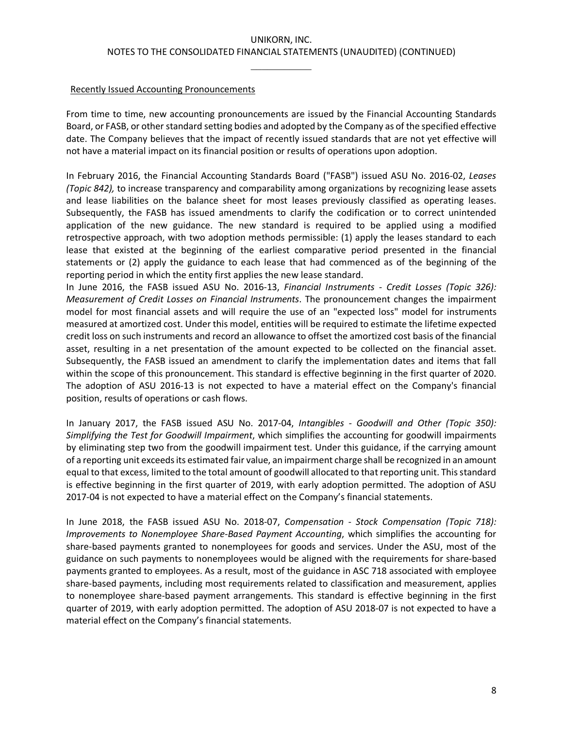Recently Issued Accounting Pronouncements

From time to time, new accounting pronouncements are issued by the Financial Accounting Standards Board, or FASB, or other standard setting bodies and adopted by the Company as of the specified effective date. The Company believes that the impact of recently issued standards that are not yet effective will not have a material impact on its financial position or results of operations upon adoption.

In February 2016, the Financial Accounting Standards Board ("FASB") issued ASU No. 2016-02, *Leases (Topic 842),* to increase transparency and comparability among organizations by recognizing lease assets and lease liabilities on the balance sheet for most leases previously classified as operating leases. Subsequently, the FASB has issued amendments to clarify the codification or to correct unintended application of the new guidance. The new standard is required to be applied using a modified retrospective approach, with two adoption methods permissible: (1) apply the leases standard to each lease that existed at the beginning of the earliest comparative period presented in the financial statements or (2) apply the guidance to each lease that had commenced as of the beginning of the reporting period in which the entity first applies the new lease standard.

In June 2016, the FASB issued ASU No. 2016-13, *Financial Instruments - Credit Losses (Topic 326): Measurement of Credit Losses on Financial Instruments*. The pronouncement changes the impairment model for most financial assets and will require the use of an "expected loss" model for instruments measured at amortized cost. Under this model, entities will be required to estimate the lifetime expected credit loss on such instruments and record an allowance to offset the amortized cost basis of the financial asset, resulting in a net presentation of the amount expected to be collected on the financial asset. Subsequently, the FASB issued an amendment to clarify the implementation dates and items that fall within the scope of this pronouncement. This standard is effective beginning in the first quarter of 2020. The adoption of ASU 2016-13 is not expected to have a material effect on the Company's financial position, results of operations or cash flows.

In January 2017, the FASB issued ASU No. 2017-04, *Intangibles - Goodwill and Other (Topic 350): Simplifying the Test for Goodwill Impairment*, which simplifies the accounting for goodwill impairments by eliminating step two from the goodwill impairment test. Under this guidance, if the carrying amount of a reporting unit exceeds its estimated fair value, an impairment charge shall be recognized in an amount equal to that excess, limited to the total amount of goodwill allocated to that reporting unit. This standard is effective beginning in the first quarter of 2019, with early adoption permitted. The adoption of ASU 2017-04 is not expected to have a material effect on the Company's financial statements.

In June 2018, the FASB issued ASU No. 2018-07, *Compensation - Stock Compensation (Topic 718): Improvements to Nonemployee Share-Based Payment Accounting*, which simplifies the accounting for share-based payments granted to nonemployees for goods and services. Under the ASU, most of the guidance on such payments to nonemployees would be aligned with the requirements for share-based payments granted to employees. As a result, most of the guidance in ASC 718 associated with employee share-based payments, including most requirements related to classification and measurement, applies to nonemployee share-based payment arrangements. This standard is effective beginning in the first quarter of 2019, with early adoption permitted. The adoption of ASU 2018-07 is not expected to have a material effect on the Company's financial statements.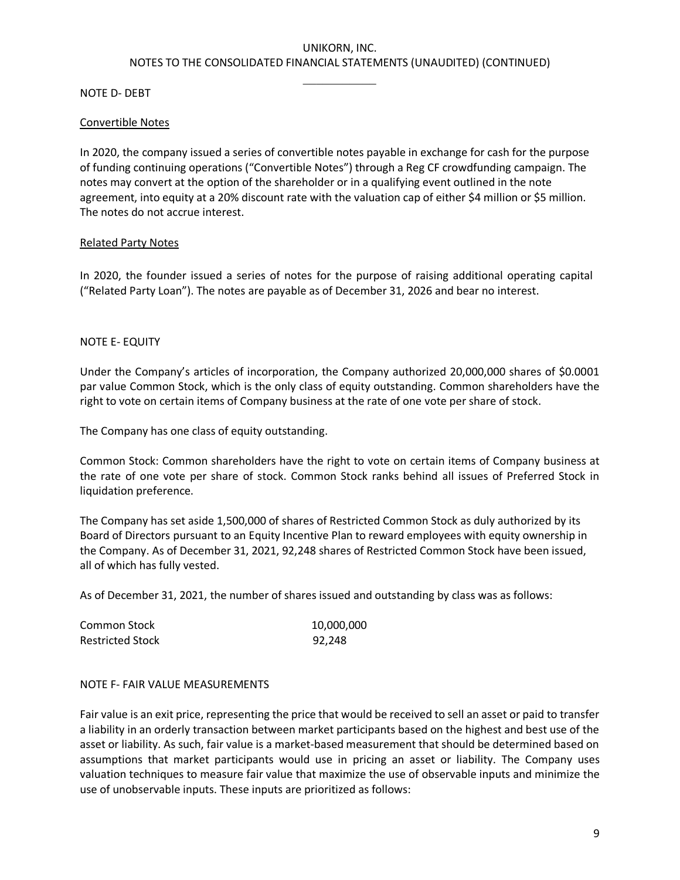NOTE D- DEBT

Convertible Notes

In 2020, the company issued a series of convertible notes payable in exchange for cash for the purpose of funding continuing operations ("Convertible Notes") through a Reg CF crowdfunding campaign. The notes may convert at the option of the shareholder or in a qualifying event outlined in the note agreement, into equity at a 20% discount rate with the valuation cap of either $4 million or $5 million. The notes do not accrue interest.

Related Party Notes

In 2020, the founder issued a series of notes for the purpose of raising additional operating capital ("Related Party Loan"). The notes are payable as of December 31, 2026 and bear no interest.

NOTE E- EQUITY

Under the Company's articles of incorporation, the Company authorized 20,000,000 shares of $0.0001 par value Common Stock, which is the only class of equity outstanding. Common shareholders have the right to vote on certain items of Company business at the rate of one vote per share of stock.

The Company has one class of equity outstanding.

Common Stock: Common shareholders have the right to vote on certain items of Company business at the rate of one vote per share of stock. Common Stock ranks behind all issues of Preferred Stock in liquidation preference.

The Company has set aside 1,500,000 of shares of Restricted Common Stock as duly authorized by its Board of Directors pursuant to an Equity Incentive Plan to reward employees with equity ownership in the Company. As of December 31, 2021, 92,248 shares of Restricted Common Stock have been issued, all of which has fully vested.

As of December 31, 2021, the number of shares issued and outstanding by class was as follows:

| | |
|---|---|
| Common Stock | 10,000,000 |
| Restricted Stock | 92,248 |

NOTE F- FAIR VALUE MEASUREMENTS

Fair value is an exit price, representing the price that would be received to sell an asset or paid to transfer a liability in an orderly transaction between market participants based on the highest and best use of the asset or liability. As such, fair value is a market-based measurement that should be determined based on assumptions that market participants would use in pricing an asset or liability. The Company uses valuation techniques to measure fair value that maximize the use of observable inputs and minimize the use of unobservable inputs. These inputs are prioritized as follows: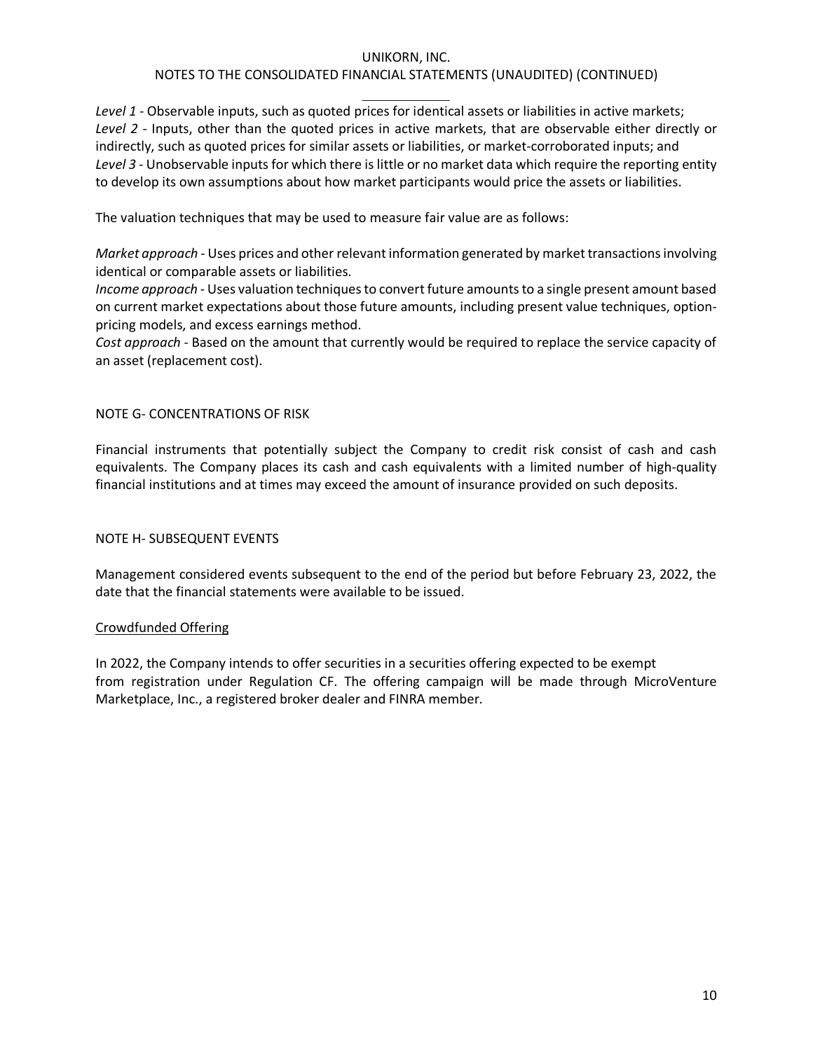*Level 1* - Observable inputs, such as quoted prices for identical assets or liabilities in active markets;
*Level 2* - Inputs, other than the quoted prices in active markets, that are observable either directly or indirectly, such as quoted prices for similar assets or liabilities, or market-corroborated inputs; and
*Level 3* - Unobservable inputs for which there is little or no market data which require the reporting entity to develop its own assumptions about how market participants would price the assets or liabilities.

The valuation techniques that may be used to measure fair value are as follows:

*Market approach* - Uses prices and other relevant information generated by market transactions involving identical or comparable assets or liabilities.
*Income approach* - Uses valuation techniques to convert future amounts to a single present amount based on current market expectations about those future amounts, including present value techniques, option-pricing models, and excess earnings method.
*Cost approach* - Based on the amount that currently would be required to replace the service capacity of an asset (replacement cost).

## NOTE G- CONCENTRATIONS OF RISK

Financial instruments that potentially subject the Company to credit risk consist of cash and cash equivalents. The Company places its cash and cash equivalents with a limited number of high-quality financial institutions and at times may exceed the amount of insurance provided on such deposits.

## NOTE H- SUBSEQUENT EVENTS

Management considered events subsequent to the end of the period but before February 23, 2022, the date that the financial statements were available to be issued.

### Crowdfunded Offering

In 2022, the Company intends to offer securities in a securities offering expected to be exempt from registration under Regulation CF. The offering campaign will be made through MicroVenture Marketplace, Inc., a registered broker dealer and FINRA member.